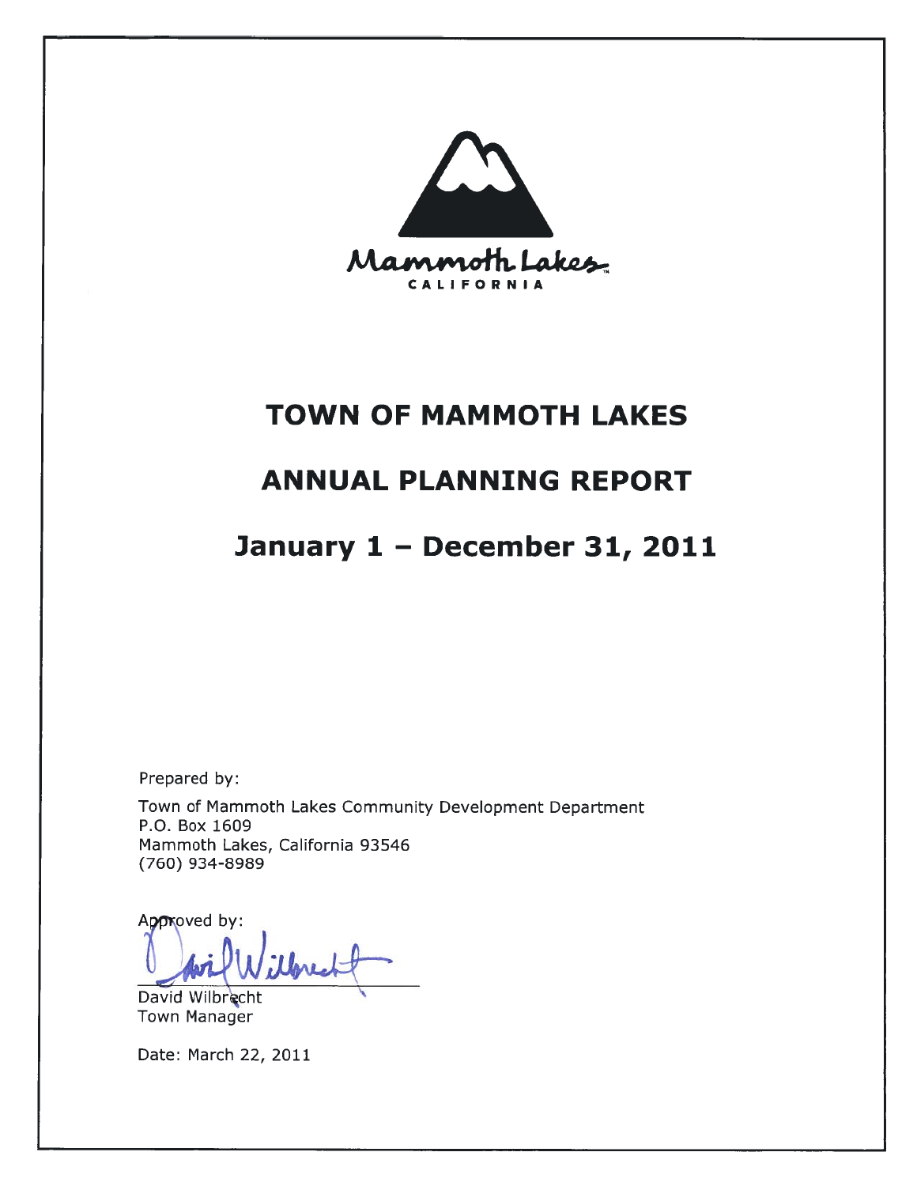Mammoth Lakes

CALIFORNIA

# TOWN OF MAMMOTH LAKES

# ANNUAL PLANNING REPORT

# January 1 – December 31, 2011

Prepared by:

Town of Mammoth Lakes Community Development Department
P.O. Box 1609
Mammoth Lakes, California 93546
(760) 934-8989

Approved by:

David Wilbrecht
Town Manager

Date: March 22, 2011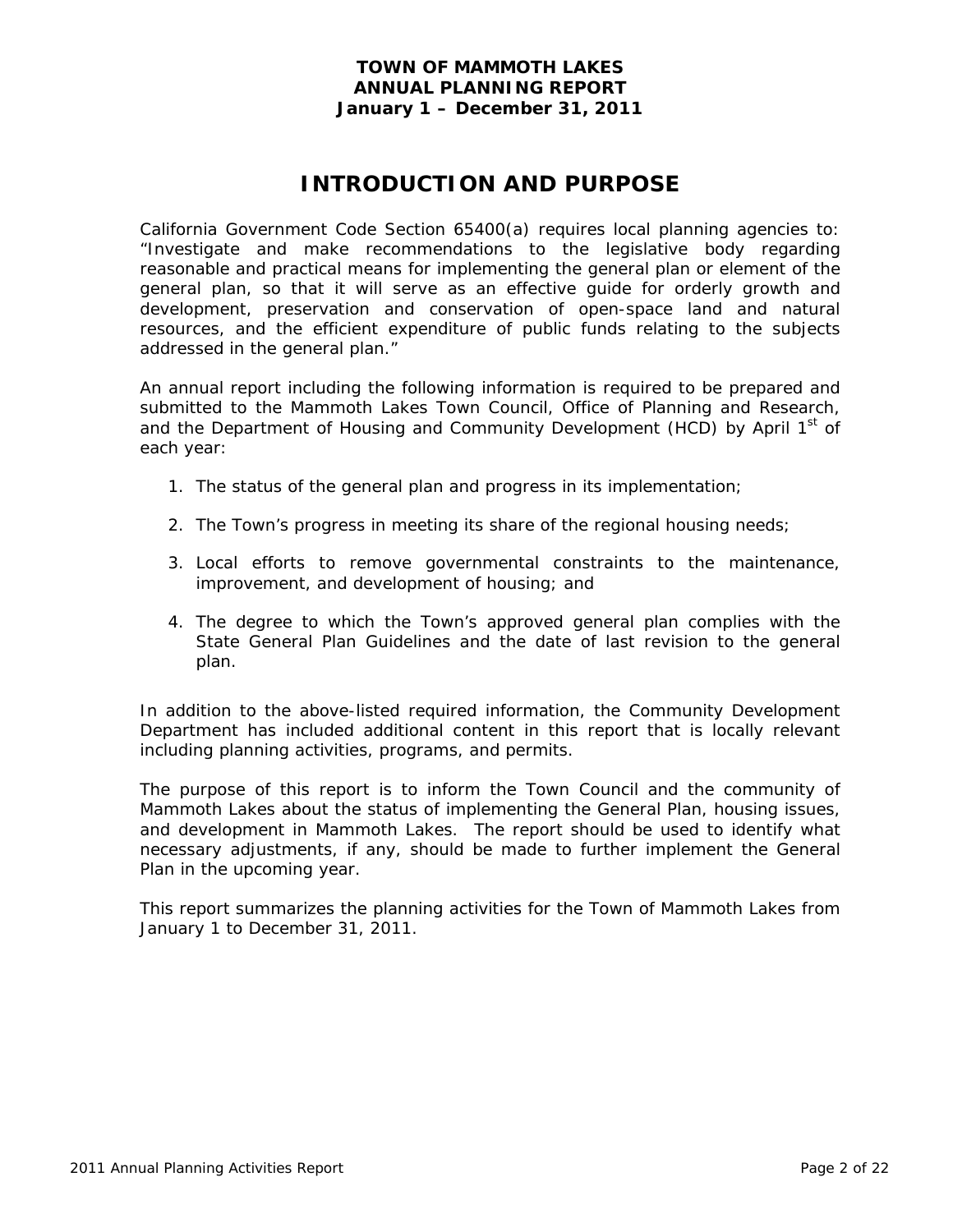**TOWN OF MAMMOTH LAKES**
**ANNUAL PLANNING REPORT**
**January 1 – December 31, 2011**

# INTRODUCTION AND PURPOSE

California Government Code Section 65400(a) requires local planning agencies to: "Investigate and make recommendations to the legislative body regarding reasonable and practical means for implementing the general plan or element of the general plan, so that it will serve as an effective guide for orderly growth and development, preservation and conservation of open-space land and natural resources, and the efficient expenditure of public funds relating to the subjects addressed in the general plan."

An annual report including the following information is required to be prepared and submitted to the Mammoth Lakes Town Council, Office of Planning and Research, and the Department of Housing and Community Development (HCD) by April 1st of each year:

1. The status of the general plan and progress in its implementation;
2. The Town's progress in meeting its share of the regional housing needs;
3. Local efforts to remove governmental constraints to the maintenance, improvement, and development of housing; and
4. The degree to which the Town's approved general plan complies with the State General Plan Guidelines and the date of last revision to the general plan.

In addition to the above-listed required information, the Community Development Department has included additional content in this report that is locally relevant including planning activities, programs, and permits.

The purpose of this report is to inform the Town Council and the community of Mammoth Lakes about the status of implementing the General Plan, housing issues, and development in Mammoth Lakes. The report should be used to identify what necessary adjustments, if any, should be made to further implement the General Plan in the upcoming year.

This report summarizes the planning activities for the Town of Mammoth Lakes from January 1 to December 31, 2011.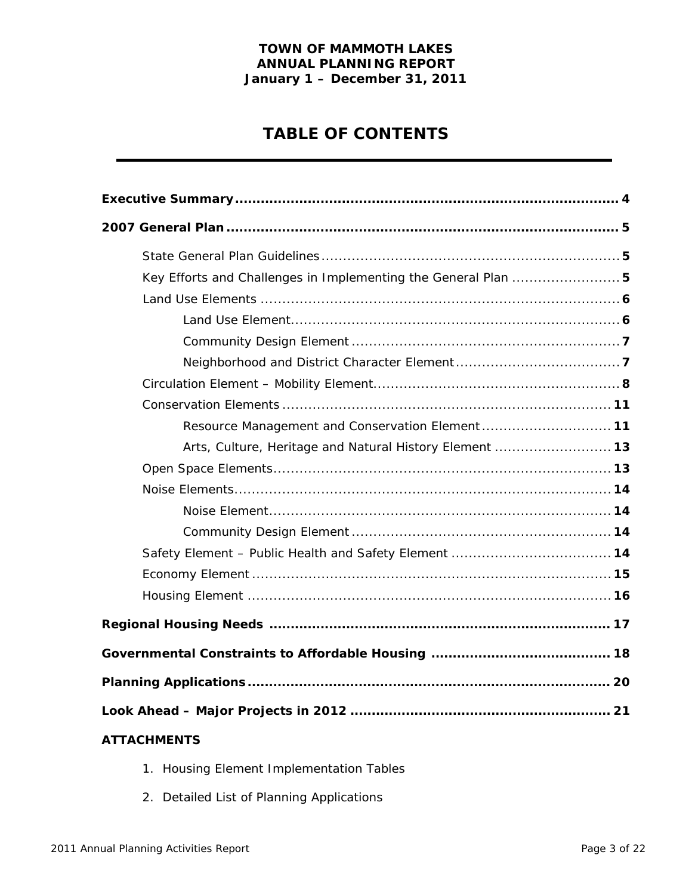**TOWN OF MAMMOTH LAKES**
**ANNUAL PLANNING REPORT**
**January 1 – December 31, 2011**

# TABLE OF CONTENTS

**Executive Summary** .......... **4**

**2007 General Plan** .......... **5**

- State General Plan Guidelines .......... **5**
- Key Efforts and Challenges in Implementing the General Plan .......... **5**
- Land Use Elements .......... **6**
  - Land Use Element .......... **6**
  - Community Design Element .......... **7**
  - Neighborhood and District Character Element .......... **7**
- Circulation Element – Mobility Element .......... **8**
- Conservation Elements .......... **11**
  - Resource Management and Conservation Element .......... **11**
  - Arts, Culture, Heritage and Natural History Element .......... **13**
- Open Space Elements .......... **13**
- Noise Elements .......... **14**
  - Noise Element .......... **14**
  - Community Design Element .......... **14**
- Safety Element – Public Health and Safety Element .......... **14**
- Economy Element .......... **15**
- Housing Element .......... **16**

**Regional Housing Needs** .......... **17**

**Governmental Constraints to Affordable Housing** .......... **18**

**Planning Applications** .......... **20**

**Look Ahead – Major Projects in 2012** .......... **21**

**ATTACHMENTS**

1. Housing Element Implementation Tables
2. Detailed List of Planning Applications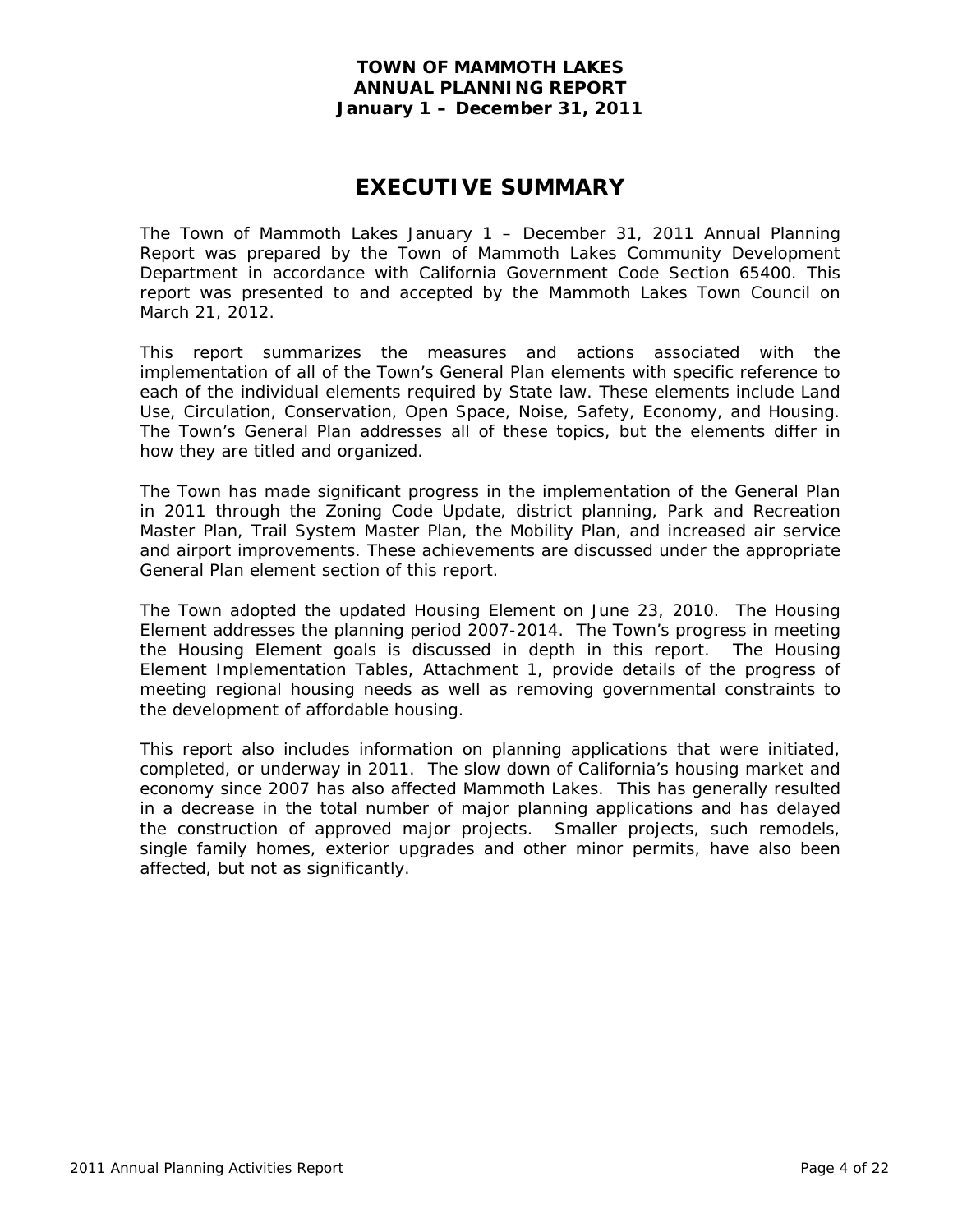**TOWN OF MAMMOTH LAKES**
**ANNUAL PLANNING REPORT**
**January 1 – December 31, 2011**

# EXECUTIVE SUMMARY

The Town of Mammoth Lakes January 1 – December 31, 2011 Annual Planning Report was prepared by the Town of Mammoth Lakes Community Development Department in accordance with California Government Code Section 65400. This report was presented to and accepted by the Mammoth Lakes Town Council on March 21, 2012.

This report summarizes the measures and actions associated with the implementation of all of the Town's General Plan elements with specific reference to each of the individual elements required by State law. These elements include Land Use, Circulation, Conservation, Open Space, Noise, Safety, Economy, and Housing. The Town's General Plan addresses all of these topics, but the elements differ in how they are titled and organized.

The Town has made significant progress in the implementation of the General Plan in 2011 through the Zoning Code Update, district planning, Park and Recreation Master Plan, Trail System Master Plan, the Mobility Plan, and increased air service and airport improvements. These achievements are discussed under the appropriate General Plan element section of this report.

The Town adopted the updated Housing Element on June 23, 2010. The Housing Element addresses the planning period 2007-2014. The Town's progress in meeting the Housing Element goals is discussed in depth in this report. The Housing Element Implementation Tables, Attachment 1, provide details of the progress of meeting regional housing needs as well as removing governmental constraints to the development of affordable housing.

This report also includes information on planning applications that were initiated, completed, or underway in 2011. The slow down of California's housing market and economy since 2007 has also affected Mammoth Lakes. This has generally resulted in a decrease in the total number of major planning applications and has delayed the construction of approved major projects. Smaller projects, such remodels, single family homes, exterior upgrades and other minor permits, have also been affected, but not as significantly.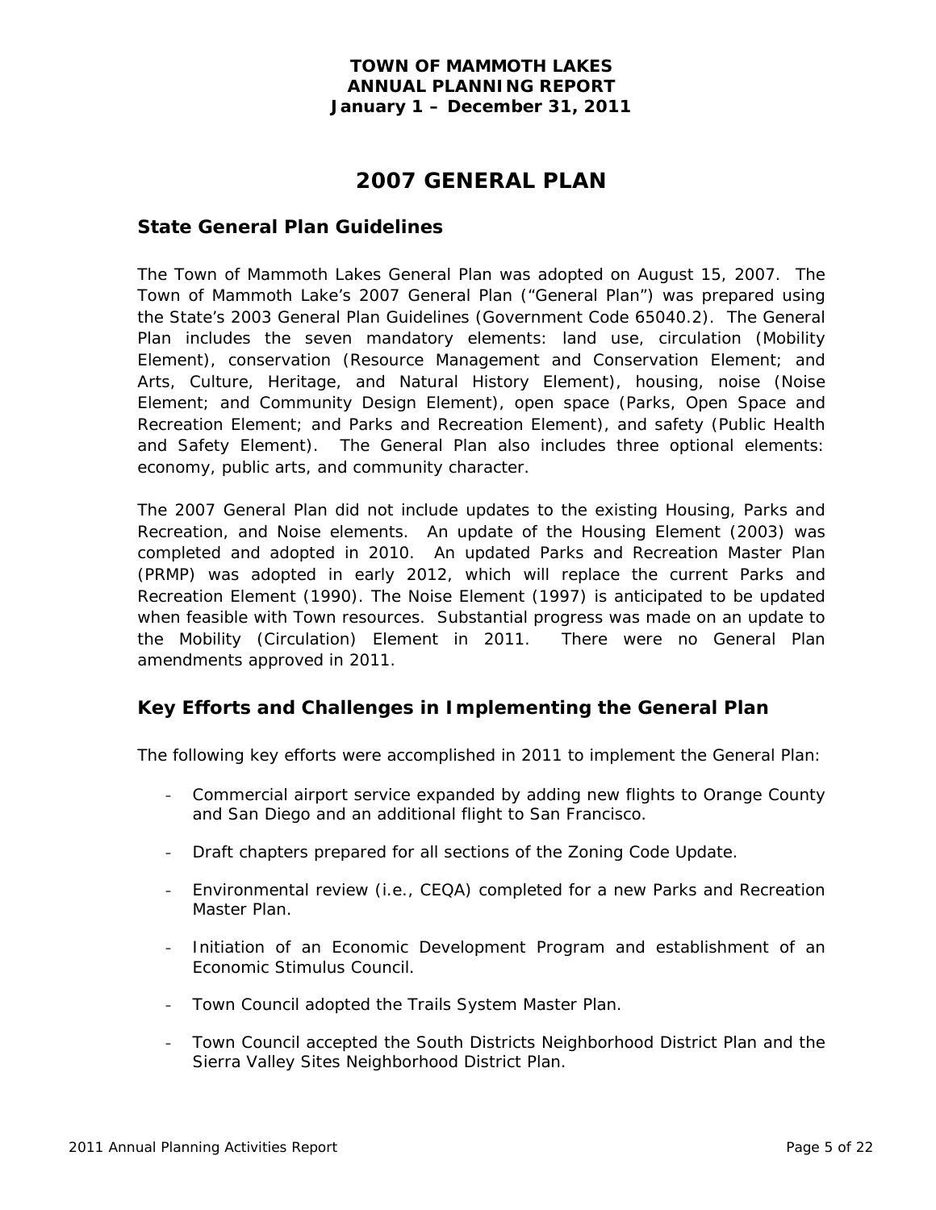**TOWN OF MAMMOTH LAKES**
**ANNUAL PLANNING REPORT**
**January 1 – December 31, 2011**

# 2007 GENERAL PLAN

## State General Plan Guidelines

The Town of Mammoth Lakes General Plan was adopted on August 15, 2007. The Town of Mammoth Lake's 2007 General Plan ("General Plan") was prepared using the State's 2003 General Plan Guidelines (Government Code 65040.2). The General Plan includes the seven mandatory elements: land use, circulation (Mobility Element), conservation (Resource Management and Conservation Element; and Arts, Culture, Heritage, and Natural History Element), housing, noise (Noise Element; and Community Design Element), open space (Parks, Open Space and Recreation Element; and Parks and Recreation Element), and safety (Public Health and Safety Element). The General Plan also includes three optional elements: economy, public arts, and community character.

The 2007 General Plan did not include updates to the existing Housing, Parks and Recreation, and Noise elements. An update of the Housing Element (2003) was completed and adopted in 2010. An updated Parks and Recreation Master Plan (PRMP) was adopted in early 2012, which will replace the current Parks and Recreation Element (1990). The Noise Element (1997) is anticipated to be updated when feasible with Town resources. Substantial progress was made on an update to the Mobility (Circulation) Element in 2011. There were no General Plan amendments approved in 2011.

## Key Efforts and Challenges in Implementing the General Plan

The following key efforts were accomplished in 2011 to implement the General Plan:

- Commercial airport service expanded by adding new flights to Orange County and San Diego and an additional flight to San Francisco.
- Draft chapters prepared for all sections of the Zoning Code Update.
- Environmental review (i.e., CEQA) completed for a new Parks and Recreation Master Plan.
- Initiation of an Economic Development Program and establishment of an Economic Stimulus Council.
- Town Council adopted the Trails System Master Plan.
- Town Council accepted the South Districts Neighborhood District Plan and the Sierra Valley Sites Neighborhood District Plan.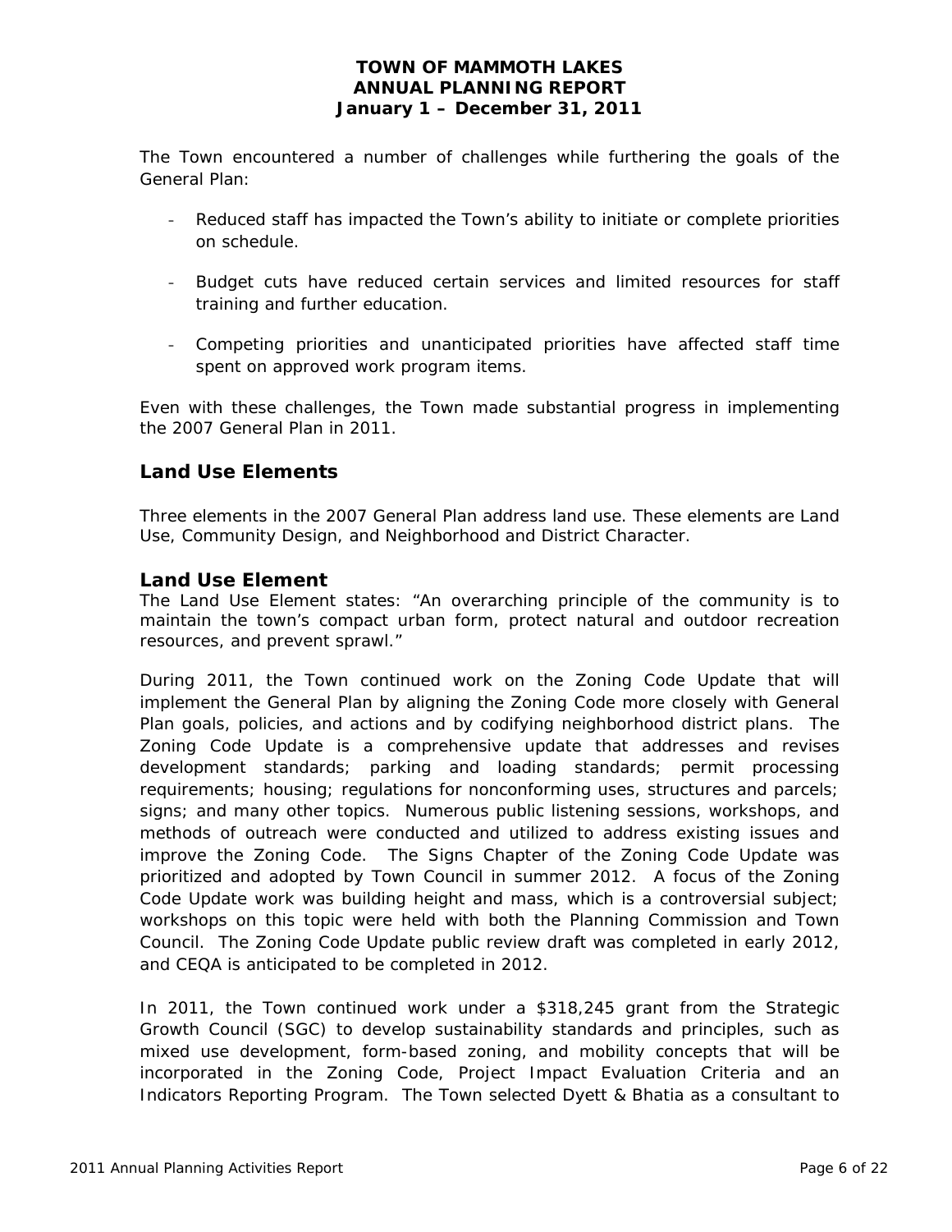The Town encountered a number of challenges while furthering the goals of the General Plan:

- Reduced staff has impacted the Town's ability to initiate or complete priorities on schedule.
- Budget cuts have reduced certain services and limited resources for staff training and further education.
- Competing priorities and unanticipated priorities have affected staff time spent on approved work program items.

Even with these challenges, the Town made substantial progress in implementing the 2007 General Plan in 2011.

## Land Use Elements

Three elements in the 2007 General Plan address land use. These elements are Land Use, Community Design, and Neighborhood and District Character.

### Land Use Element

The Land Use Element states: "An overarching principle of the community is to maintain the town's compact urban form, protect natural and outdoor recreation resources, and prevent sprawl."

During 2011, the Town continued work on the Zoning Code Update that will implement the General Plan by aligning the Zoning Code more closely with General Plan goals, policies, and actions and by codifying neighborhood district plans. The Zoning Code Update is a comprehensive update that addresses and revises development standards; parking and loading standards; permit processing requirements; housing; regulations for nonconforming uses, structures and parcels; signs; and many other topics. Numerous public listening sessions, workshops, and methods of outreach were conducted and utilized to address existing issues and improve the Zoning Code. The Signs Chapter of the Zoning Code Update was prioritized and adopted by Town Council in summer 2012. A focus of the Zoning Code Update work was building height and mass, which is a controversial subject; workshops on this topic were held with both the Planning Commission and Town Council. The Zoning Code Update public review draft was completed in early 2012, and CEQA is anticipated to be completed in 2012.

In 2011, the Town continued work under a $318,245 grant from the Strategic Growth Council (SGC) to develop sustainability standards and principles, such as mixed use development, form-based zoning, and mobility concepts that will be incorporated in the Zoning Code, Project Impact Evaluation Criteria and an Indicators Reporting Program. The Town selected Dyett & Bhatia as a consultant to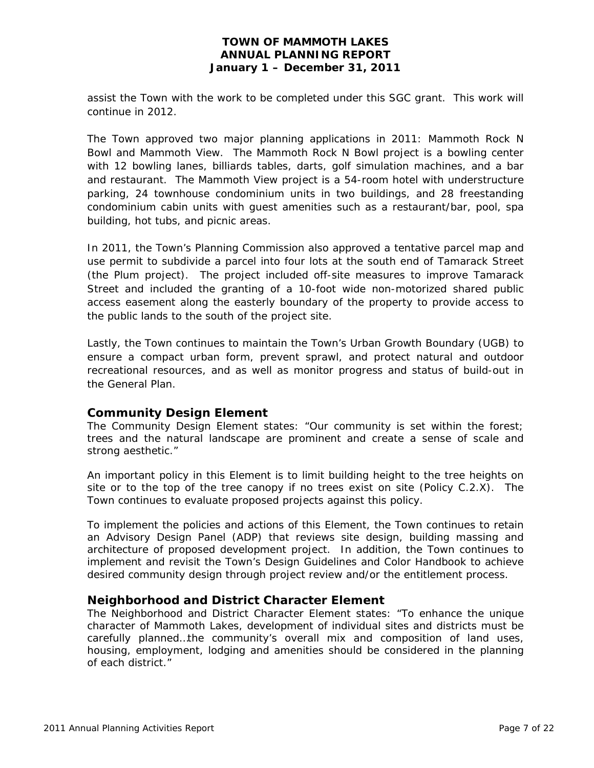assist the Town with the work to be completed under this SGC grant. This work will continue in 2012.

The Town approved two major planning applications in 2011: Mammoth Rock N Bowl and Mammoth View. The Mammoth Rock N Bowl project is a bowling center with 12 bowling lanes, billiards tables, darts, golf simulation machines, and a bar and restaurant. The Mammoth View project is a 54-room hotel with understructure parking, 24 townhouse condominium units in two buildings, and 28 freestanding condominium cabin units with guest amenities such as a restaurant/bar, pool, spa building, hot tubs, and picnic areas.

In 2011, the Town's Planning Commission also approved a tentative parcel map and use permit to subdivide a parcel into four lots at the south end of Tamarack Street (the Plum project). The project included off-site measures to improve Tamarack Street and included the granting of a 10-foot wide non-motorized shared public access easement along the easterly boundary of the property to provide access to the public lands to the south of the project site.

Lastly, the Town continues to maintain the Town's Urban Growth Boundary (UGB) to ensure a compact urban form, prevent sprawl, and protect natural and outdoor recreational resources, and as well as monitor progress and status of build-out in the General Plan.

## Community Design Element

The Community Design Element states: "Our community is set within the forest; trees and the natural landscape are prominent and create a sense of scale and strong aesthetic."

An important policy in this Element is to limit building height to the tree heights on site or to the top of the tree canopy if no trees exist on site (Policy C.2.X). The Town continues to evaluate proposed projects against this policy.

To implement the policies and actions of this Element, the Town continues to retain an Advisory Design Panel (ADP) that reviews site design, building massing and architecture of proposed development project. In addition, the Town continues to implement and revisit the Town's Design Guidelines and Color Handbook to achieve desired community design through project review and/or the entitlement process.

## Neighborhood and District Character Element

The Neighborhood and District Character Element states: "To enhance the unique character of Mammoth Lakes, development of individual sites and districts must be carefully planned…the community's overall mix and composition of land uses, housing, employment, lodging and amenities should be considered in the planning of each district."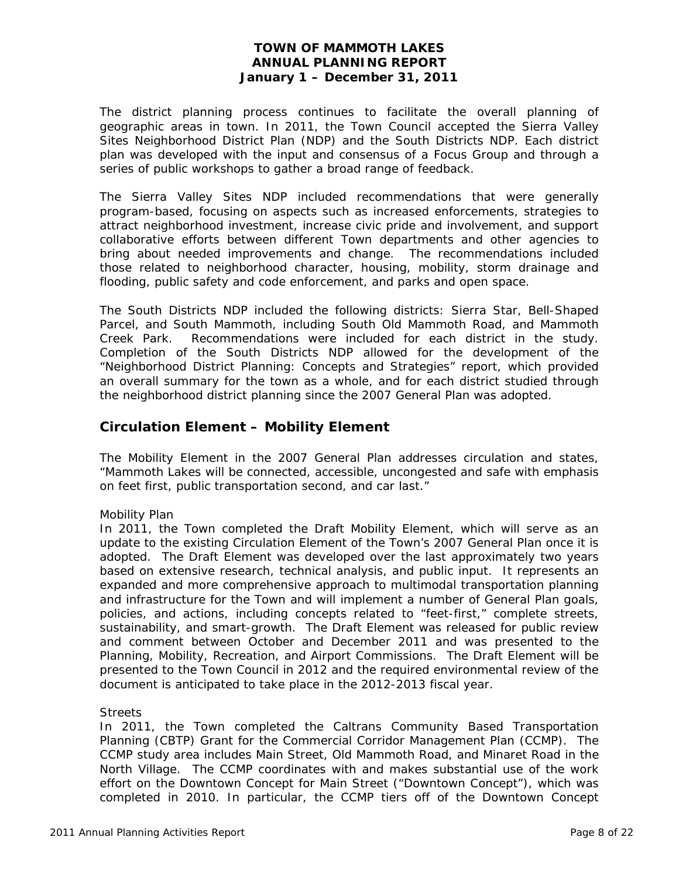The district planning process continues to facilitate the overall planning of geographic areas in town. In 2011, the Town Council accepted the Sierra Valley Sites Neighborhood District Plan (NDP) and the South Districts NDP. Each district plan was developed with the input and consensus of a Focus Group and through a series of public workshops to gather a broad range of feedback.

The Sierra Valley Sites NDP included recommendations that were generally program-based, focusing on aspects such as increased enforcements, strategies to attract neighborhood investment, increase civic pride and involvement, and support collaborative efforts between different Town departments and other agencies to bring about needed improvements and change. The recommendations included those related to neighborhood character, housing, mobility, storm drainage and flooding, public safety and code enforcement, and parks and open space.

The South Districts NDP included the following districts: Sierra Star, Bell-Shaped Parcel, and South Mammoth, including South Old Mammoth Road, and Mammoth Creek Park. Recommendations were included for each district in the study. Completion of the South Districts NDP allowed for the development of the "Neighborhood District Planning: Concepts and Strategies" report, which provided an overall summary for the town as a whole, and for each district studied through the neighborhood district planning since the 2007 General Plan was adopted.

## Circulation Element – Mobility Element

The Mobility Element in the 2007 General Plan addresses circulation and states, "Mammoth Lakes will be connected, accessible, uncongested and safe with emphasis on feet first, public transportation second, and car last."

Mobility Plan

In 2011, the Town completed the Draft Mobility Element, which will serve as an update to the existing Circulation Element of the Town's 2007 General Plan once it is adopted. The Draft Element was developed over the last approximately two years based on extensive research, technical analysis, and public input. It represents an expanded and more comprehensive approach to multimodal transportation planning and infrastructure for the Town and will implement a number of General Plan goals, policies, and actions, including concepts related to "feet-first," complete streets, sustainability, and smart-growth. The Draft Element was released for public review and comment between October and December 2011 and was presented to the Planning, Mobility, Recreation, and Airport Commissions. The Draft Element will be presented to the Town Council in 2012 and the required environmental review of the document is anticipated to take place in the 2012-2013 fiscal year.

Streets

In 2011, the Town completed the Caltrans Community Based Transportation Planning (CBTP) Grant for the Commercial Corridor Management Plan (CCMP). The CCMP study area includes Main Street, Old Mammoth Road, and Minaret Road in the North Village. The CCMP coordinates with and makes substantial use of the work effort on the Downtown Concept for Main Street ("Downtown Concept"), which was completed in 2010. In particular, the CCMP tiers off of the Downtown Concept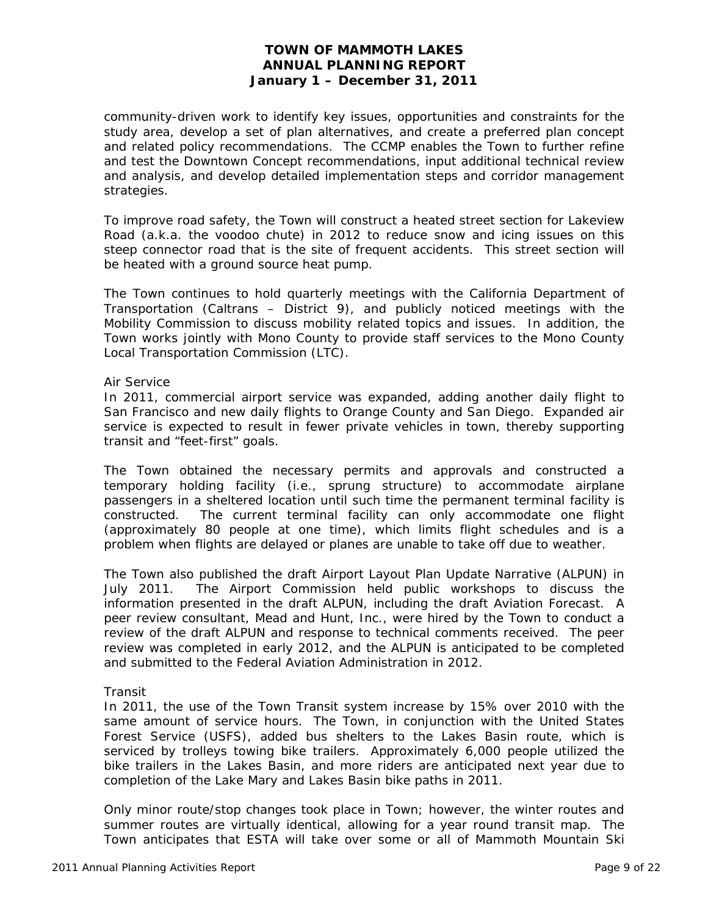community-driven work to identify key issues, opportunities and constraints for the study area, develop a set of plan alternatives, and create a preferred plan concept and related policy recommendations. The CCMP enables the Town to further refine and test the Downtown Concept recommendations, input additional technical review and analysis, and develop detailed implementation steps and corridor management strategies.

To improve road safety, the Town will construct a heated street section for Lakeview Road (a.k.a. the voodoo chute) in 2012 to reduce snow and icing issues on this steep connector road that is the site of frequent accidents. This street section will be heated with a ground source heat pump.

The Town continues to hold quarterly meetings with the California Department of Transportation (Caltrans – District 9), and publicly noticed meetings with the Mobility Commission to discuss mobility related topics and issues. In addition, the Town works jointly with Mono County to provide staff services to the Mono County Local Transportation Commission (LTC).

Air Service

In 2011, commercial airport service was expanded, adding another daily flight to San Francisco and new daily flights to Orange County and San Diego. Expanded air service is expected to result in fewer private vehicles in town, thereby supporting transit and "feet-first" goals.

The Town obtained the necessary permits and approvals and constructed a temporary holding facility (i.e., sprung structure) to accommodate airplane passengers in a sheltered location until such time the permanent terminal facility is constructed. The current terminal facility can only accommodate one flight (approximately 80 people at one time), which limits flight schedules and is a problem when flights are delayed or planes are unable to take off due to weather.

The Town also published the draft Airport Layout Plan Update Narrative (ALPUN) in July 2011. The Airport Commission held public workshops to discuss the information presented in the draft ALPUN, including the draft Aviation Forecast. A peer review consultant, Mead and Hunt, Inc., were hired by the Town to conduct a review of the draft ALPUN and response to technical comments received. The peer review was completed in early 2012, and the ALPUN is anticipated to be completed and submitted to the Federal Aviation Administration in 2012.

Transit

In 2011, the use of the Town Transit system increase by 15% over 2010 with the same amount of service hours. The Town, in conjunction with the United States Forest Service (USFS), added bus shelters to the Lakes Basin route, which is serviced by trolleys towing bike trailers. Approximately 6,000 people utilized the bike trailers in the Lakes Basin, and more riders are anticipated next year due to completion of the Lake Mary and Lakes Basin bike paths in 2011.

Only minor route/stop changes took place in Town; however, the winter routes and summer routes are virtually identical, allowing for a year round transit map. The Town anticipates that ESTA will take over some or all of Mammoth Mountain Ski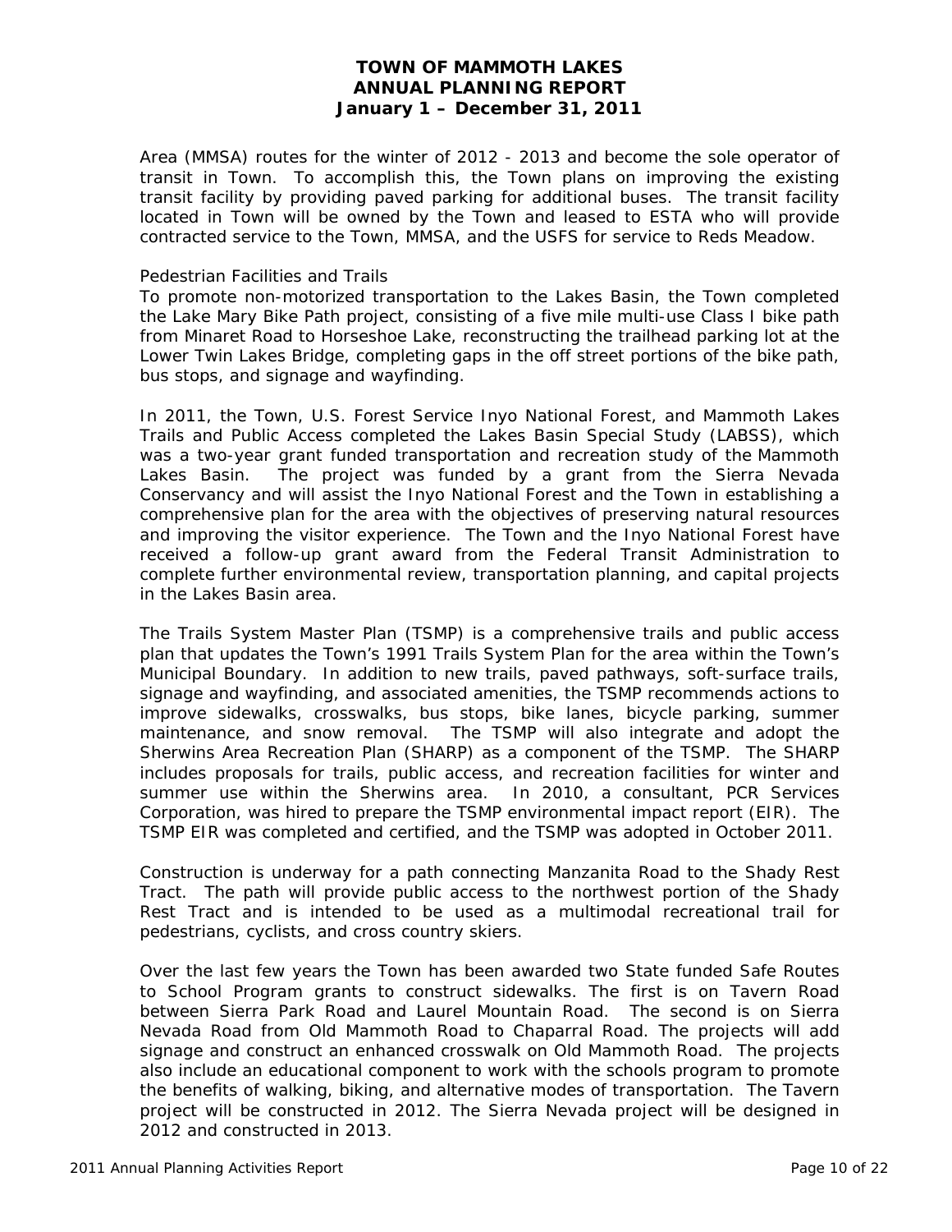Area (MMSA) routes for the winter of 2012 - 2013 and become the sole operator of transit in Town. To accomplish this, the Town plans on improving the existing transit facility by providing paved parking for additional buses. The transit facility located in Town will be owned by the Town and leased to ESTA who will provide contracted service to the Town, MMSA, and the USFS for service to Reds Meadow.

Pedestrian Facilities and Trails

To promote non-motorized transportation to the Lakes Basin, the Town completed the Lake Mary Bike Path project, consisting of a five mile multi-use Class I bike path from Minaret Road to Horseshoe Lake, reconstructing the trailhead parking lot at the Lower Twin Lakes Bridge, completing gaps in the off street portions of the bike path, bus stops, and signage and wayfinding.

In 2011, the Town, U.S. Forest Service Inyo National Forest, and Mammoth Lakes Trails and Public Access completed the Lakes Basin Special Study (LABSS), which was a two-year grant funded transportation and recreation study of the Mammoth Lakes Basin. The project was funded by a grant from the Sierra Nevada Conservancy and will assist the Inyo National Forest and the Town in establishing a comprehensive plan for the area with the objectives of preserving natural resources and improving the visitor experience. The Town and the Inyo National Forest have received a follow-up grant award from the Federal Transit Administration to complete further environmental review, transportation planning, and capital projects in the Lakes Basin area.

The Trails System Master Plan (TSMP) is a comprehensive trails and public access plan that updates the Town's 1991 Trails System Plan for the area within the Town's Municipal Boundary. In addition to new trails, paved pathways, soft-surface trails, signage and wayfinding, and associated amenities, the TSMP recommends actions to improve sidewalks, crosswalks, bus stops, bike lanes, bicycle parking, summer maintenance, and snow removal. The TSMP will also integrate and adopt the Sherwins Area Recreation Plan (SHARP) as a component of the TSMP. The SHARP includes proposals for trails, public access, and recreation facilities for winter and summer use within the Sherwins area. In 2010, a consultant, PCR Services Corporation, was hired to prepare the TSMP environmental impact report (EIR). The TSMP EIR was completed and certified, and the TSMP was adopted in October 2011.

Construction is underway for a path connecting Manzanita Road to the Shady Rest Tract. The path will provide public access to the northwest portion of the Shady Rest Tract and is intended to be used as a multimodal recreational trail for pedestrians, cyclists, and cross country skiers.

Over the last few years the Town has been awarded two State funded Safe Routes to School Program grants to construct sidewalks. The first is on Tavern Road between Sierra Park Road and Laurel Mountain Road. The second is on Sierra Nevada Road from Old Mammoth Road to Chaparral Road. The projects will add signage and construct an enhanced crosswalk on Old Mammoth Road. The projects also include an educational component to work with the schools program to promote the benefits of walking, biking, and alternative modes of transportation. The Tavern project will be constructed in 2012. The Sierra Nevada project will be designed in 2012 and constructed in 2013.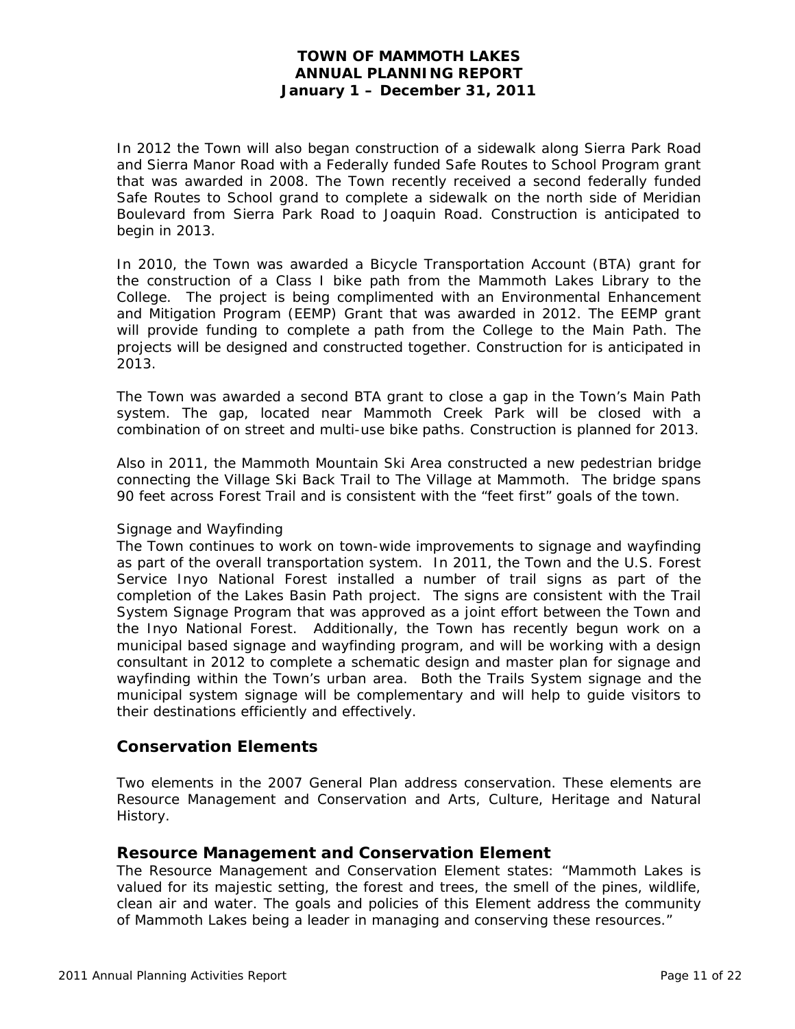In 2012 the Town will also began construction of a sidewalk along Sierra Park Road and Sierra Manor Road with a Federally funded Safe Routes to School Program grant that was awarded in 2008. The Town recently received a second federally funded Safe Routes to School grand to complete a sidewalk on the north side of Meridian Boulevard from Sierra Park Road to Joaquin Road. Construction is anticipated to begin in 2013.

In 2010, the Town was awarded a Bicycle Transportation Account (BTA) grant for the construction of a Class I bike path from the Mammoth Lakes Library to the College. The project is being complimented with an Environmental Enhancement and Mitigation Program (EEMP) Grant that was awarded in 2012. The EEMP grant will provide funding to complete a path from the College to the Main Path. The projects will be designed and constructed together. Construction for is anticipated in 2013.

The Town was awarded a second BTA grant to close a gap in the Town's Main Path system. The gap, located near Mammoth Creek Park will be closed with a combination of on street and multi-use bike paths. Construction is planned for 2013.

Also in 2011, the Mammoth Mountain Ski Area constructed a new pedestrian bridge connecting the Village Ski Back Trail to The Village at Mammoth. The bridge spans 90 feet across Forest Trail and is consistent with the "feet first" goals of the town.

Signage and Wayfinding

The Town continues to work on town-wide improvements to signage and wayfinding as part of the overall transportation system. In 2011, the Town and the U.S. Forest Service Inyo National Forest installed a number of trail signs as part of the completion of the Lakes Basin Path project. The signs are consistent with the Trail System Signage Program that was approved as a joint effort between the Town and the Inyo National Forest. Additionally, the Town has recently begun work on a municipal based signage and wayfinding program, and will be working with a design consultant in 2012 to complete a schematic design and master plan for signage and wayfinding within the Town's urban area. Both the Trails System signage and the municipal system signage will be complementary and will help to guide visitors to their destinations efficiently and effectively.

## Conservation Elements

Two elements in the 2007 General Plan address conservation. These elements are Resource Management and Conservation and Arts, Culture, Heritage and Natural History.

## Resource Management and Conservation Element

The Resource Management and Conservation Element states: "Mammoth Lakes is valued for its majestic setting, the forest and trees, the smell of the pines, wildlife, clean air and water. The goals and policies of this Element address the community of Mammoth Lakes being a leader in managing and conserving these resources."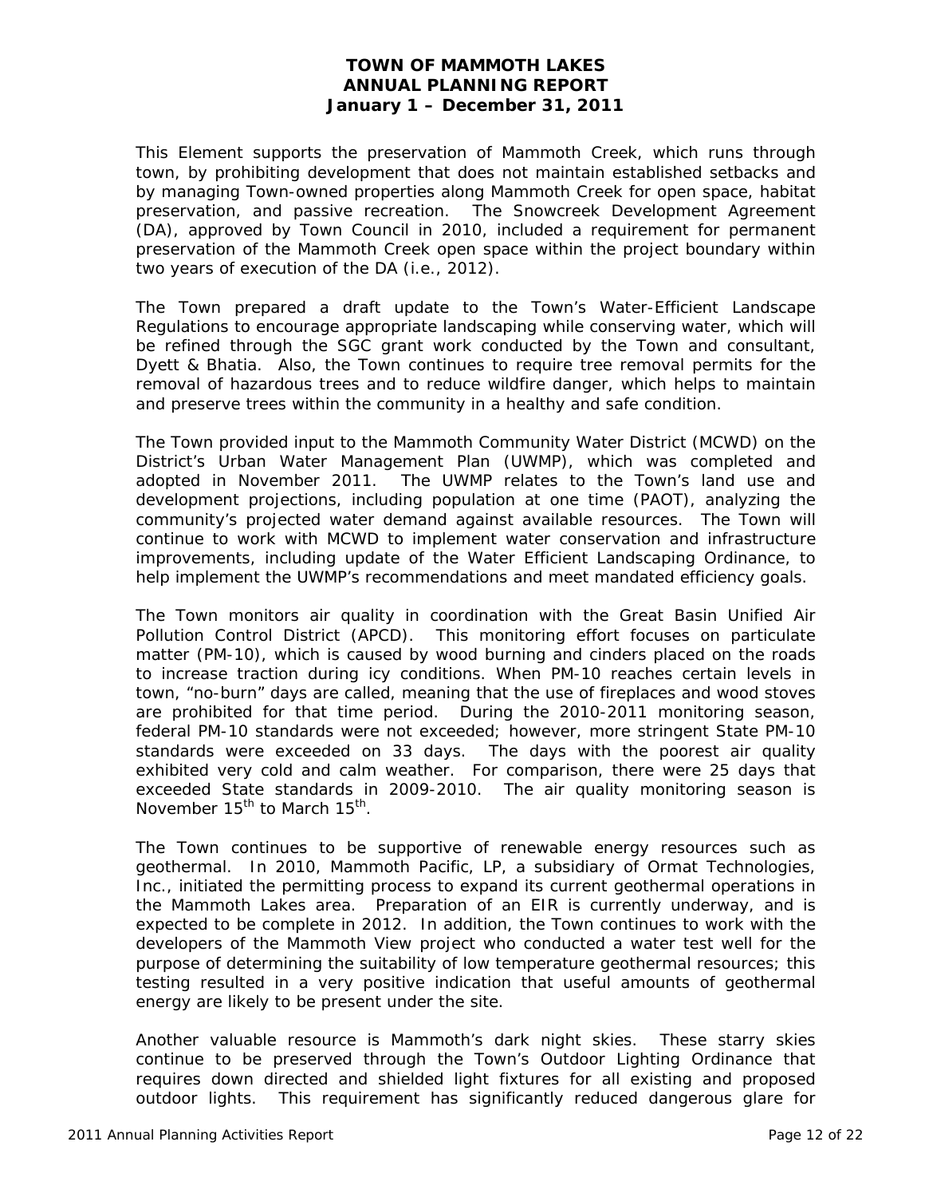This Element supports the preservation of Mammoth Creek, which runs through town, by prohibiting development that does not maintain established setbacks and by managing Town-owned properties along Mammoth Creek for open space, habitat preservation, and passive recreation. The Snowcreek Development Agreement (DA), approved by Town Council in 2010, included a requirement for permanent preservation of the Mammoth Creek open space within the project boundary within two years of execution of the DA (i.e., 2012).

The Town prepared a draft update to the Town's Water-Efficient Landscape Regulations to encourage appropriate landscaping while conserving water, which will be refined through the SGC grant work conducted by the Town and consultant, Dyett & Bhatia. Also, the Town continues to require tree removal permits for the removal of hazardous trees and to reduce wildfire danger, which helps to maintain and preserve trees within the community in a healthy and safe condition.

The Town provided input to the Mammoth Community Water District (MCWD) on the District's Urban Water Management Plan (UWMP), which was completed and adopted in November 2011. The UWMP relates to the Town's land use and development projections, including population at one time (PAOT), analyzing the community's projected water demand against available resources. The Town will continue to work with MCWD to implement water conservation and infrastructure improvements, including update of the Water Efficient Landscaping Ordinance, to help implement the UWMP's recommendations and meet mandated efficiency goals.

The Town monitors air quality in coordination with the Great Basin Unified Air Pollution Control District (APCD). This monitoring effort focuses on particulate matter (PM-10), which is caused by wood burning and cinders placed on the roads to increase traction during icy conditions. When PM-10 reaches certain levels in town, "no-burn" days are called, meaning that the use of fireplaces and wood stoves are prohibited for that time period. During the 2010-2011 monitoring season, federal PM-10 standards were not exceeded; however, more stringent State PM-10 standards were exceeded on 33 days. The days with the poorest air quality exhibited very cold and calm weather. For comparison, there were 25 days that exceeded State standards in 2009-2010. The air quality monitoring season is November 15th to March 15th.

The Town continues to be supportive of renewable energy resources such as geothermal. In 2010, Mammoth Pacific, LP, a subsidiary of Ormat Technologies, Inc., initiated the permitting process to expand its current geothermal operations in the Mammoth Lakes area. Preparation of an EIR is currently underway, and is expected to be complete in 2012. In addition, the Town continues to work with the developers of the Mammoth View project who conducted a water test well for the purpose of determining the suitability of low temperature geothermal resources; this testing resulted in a very positive indication that useful amounts of geothermal energy are likely to be present under the site.

Another valuable resource is Mammoth's dark night skies. These starry skies continue to be preserved through the Town's Outdoor Lighting Ordinance that requires down directed and shielded light fixtures for all existing and proposed outdoor lights. This requirement has significantly reduced dangerous glare for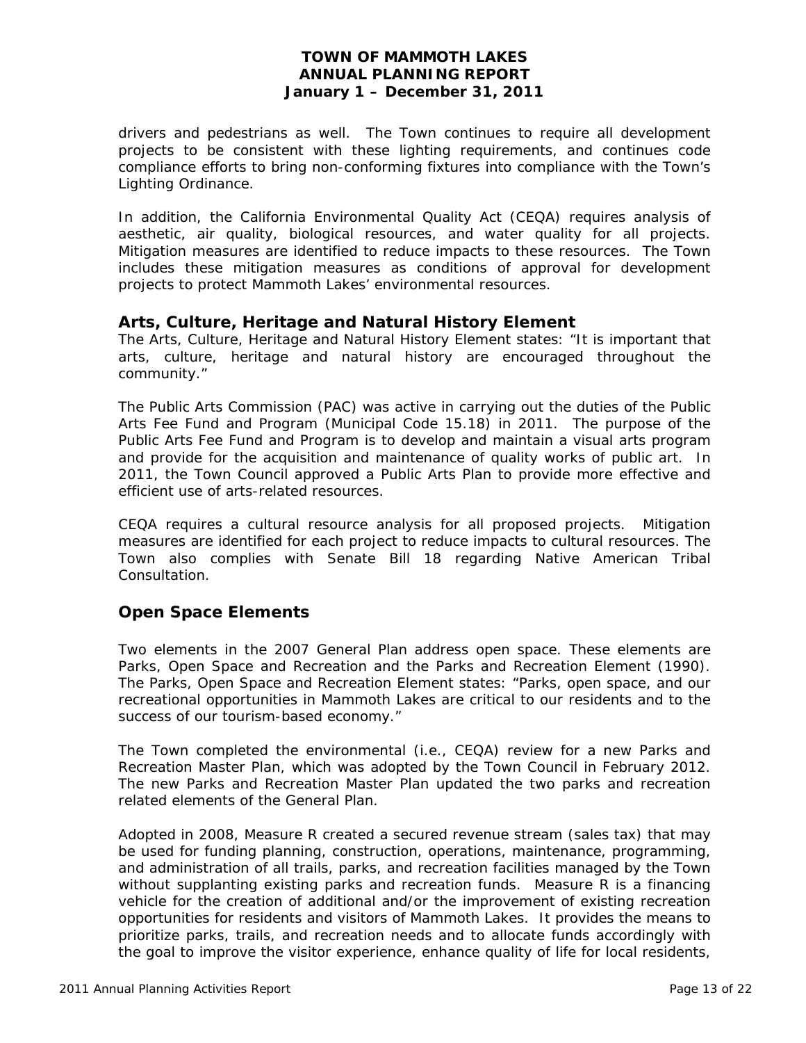drivers and pedestrians as well. The Town continues to require all development projects to be consistent with these lighting requirements, and continues code compliance efforts to bring non-conforming fixtures into compliance with the Town's Lighting Ordinance.

In addition, the California Environmental Quality Act (CEQA) requires analysis of aesthetic, air quality, biological resources, and water quality for all projects. Mitigation measures are identified to reduce impacts to these resources. The Town includes these mitigation measures as conditions of approval for development projects to protect Mammoth Lakes' environmental resources.

## Arts, Culture, Heritage and Natural History Element

The Arts, Culture, Heritage and Natural History Element states: "It is important that arts, culture, heritage and natural history are encouraged throughout the community."

The Public Arts Commission (PAC) was active in carrying out the duties of the Public Arts Fee Fund and Program (Municipal Code 15.18) in 2011. The purpose of the Public Arts Fee Fund and Program is to develop and maintain a visual arts program and provide for the acquisition and maintenance of quality works of public art. In 2011, the Town Council approved a Public Arts Plan to provide more effective and efficient use of arts-related resources.

CEQA requires a cultural resource analysis for all proposed projects. Mitigation measures are identified for each project to reduce impacts to cultural resources. The Town also complies with Senate Bill 18 regarding Native American Tribal Consultation.

## Open Space Elements

Two elements in the 2007 General Plan address open space. These elements are Parks, Open Space and Recreation and the Parks and Recreation Element (1990). The Parks, Open Space and Recreation Element states: "Parks, open space, and our recreational opportunities in Mammoth Lakes are critical to our residents and to the success of our tourism-based economy."

The Town completed the environmental (i.e., CEQA) review for a new Parks and Recreation Master Plan, which was adopted by the Town Council in February 2012. The new Parks and Recreation Master Plan updated the two parks and recreation related elements of the General Plan.

Adopted in 2008, Measure R created a secured revenue stream (sales tax) that may be used for funding planning, construction, operations, maintenance, programming, and administration of all trails, parks, and recreation facilities managed by the Town without supplanting existing parks and recreation funds. Measure R is a financing vehicle for the creation of additional and/or the improvement of existing recreation opportunities for residents and visitors of Mammoth Lakes. It provides the means to prioritize parks, trails, and recreation needs and to allocate funds accordingly with the goal to improve the visitor experience, enhance quality of life for local residents,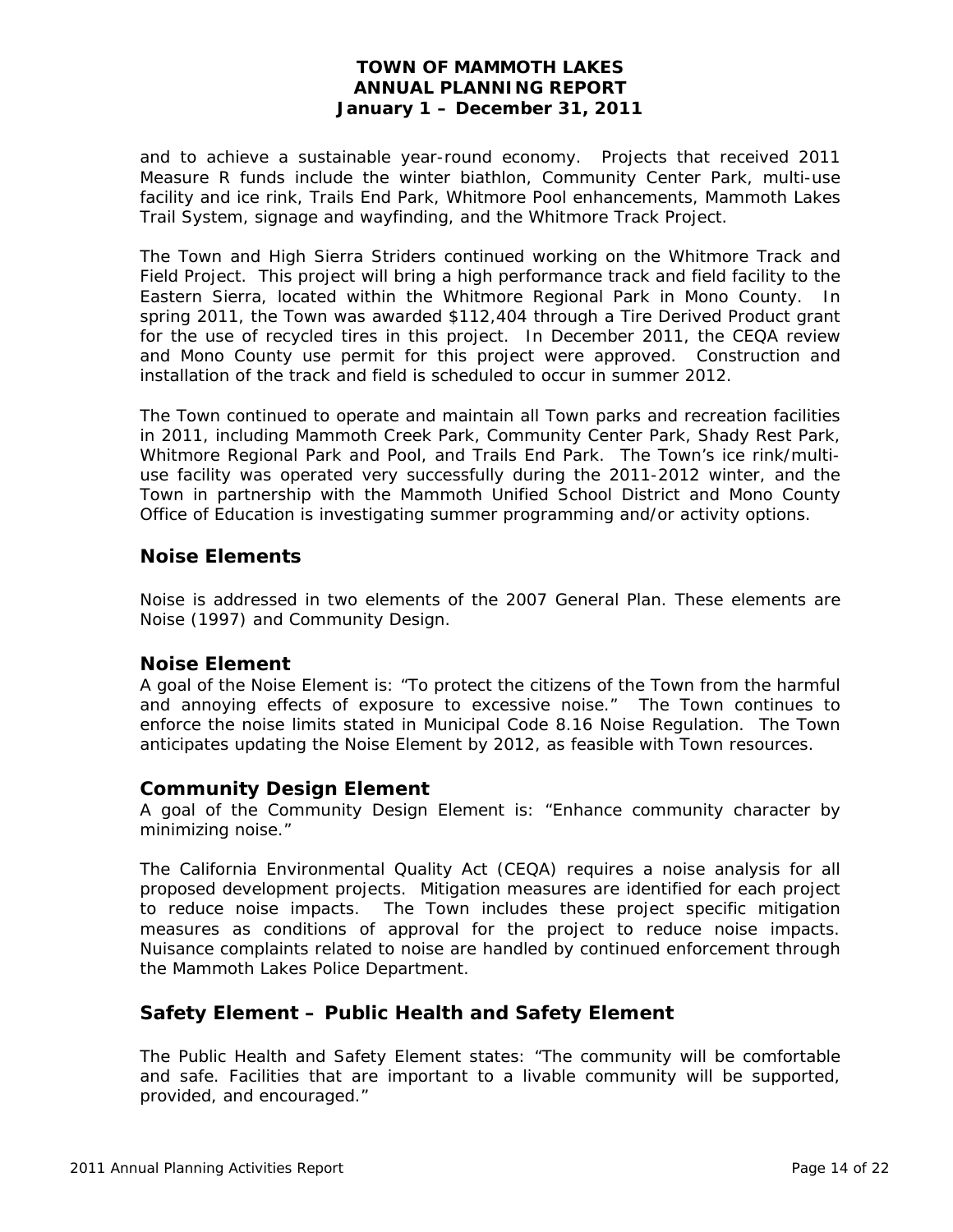and to achieve a sustainable year-round economy. Projects that received 2011 Measure R funds include the winter biathlon, Community Center Park, multi-use facility and ice rink, Trails End Park, Whitmore Pool enhancements, Mammoth Lakes Trail System, signage and wayfinding, and the Whitmore Track Project.

The Town and High Sierra Striders continued working on the Whitmore Track and Field Project. This project will bring a high performance track and field facility to the Eastern Sierra, located within the Whitmore Regional Park in Mono County. In spring 2011, the Town was awarded $112,404 through a Tire Derived Product grant for the use of recycled tires in this project. In December 2011, the CEQA review and Mono County use permit for this project were approved. Construction and installation of the track and field is scheduled to occur in summer 2012.

The Town continued to operate and maintain all Town parks and recreation facilities in 2011, including Mammoth Creek Park, Community Center Park, Shady Rest Park, Whitmore Regional Park and Pool, and Trails End Park. The Town's ice rink/multi-use facility was operated very successfully during the 2011-2012 winter, and the Town in partnership with the Mammoth Unified School District and Mono County Office of Education is investigating summer programming and/or activity options.

## Noise Elements

Noise is addressed in two elements of the 2007 General Plan. These elements are Noise (1997) and Community Design.

### Noise Element

A goal of the Noise Element is: "To protect the citizens of the Town from the harmful and annoying effects of exposure to excessive noise." The Town continues to enforce the noise limits stated in Municipal Code 8.16 Noise Regulation. The Town anticipates updating the Noise Element by 2012, as feasible with Town resources.

### Community Design Element

A goal of the Community Design Element is: "Enhance community character by minimizing noise."

The California Environmental Quality Act (CEQA) requires a noise analysis for all proposed development projects. Mitigation measures are identified for each project to reduce noise impacts. The Town includes these project specific mitigation measures as conditions of approval for the project to reduce noise impacts. Nuisance complaints related to noise are handled by continued enforcement through the Mammoth Lakes Police Department.

## Safety Element – Public Health and Safety Element

The Public Health and Safety Element states: "The community will be comfortable and safe. Facilities that are important to a livable community will be supported, provided, and encouraged."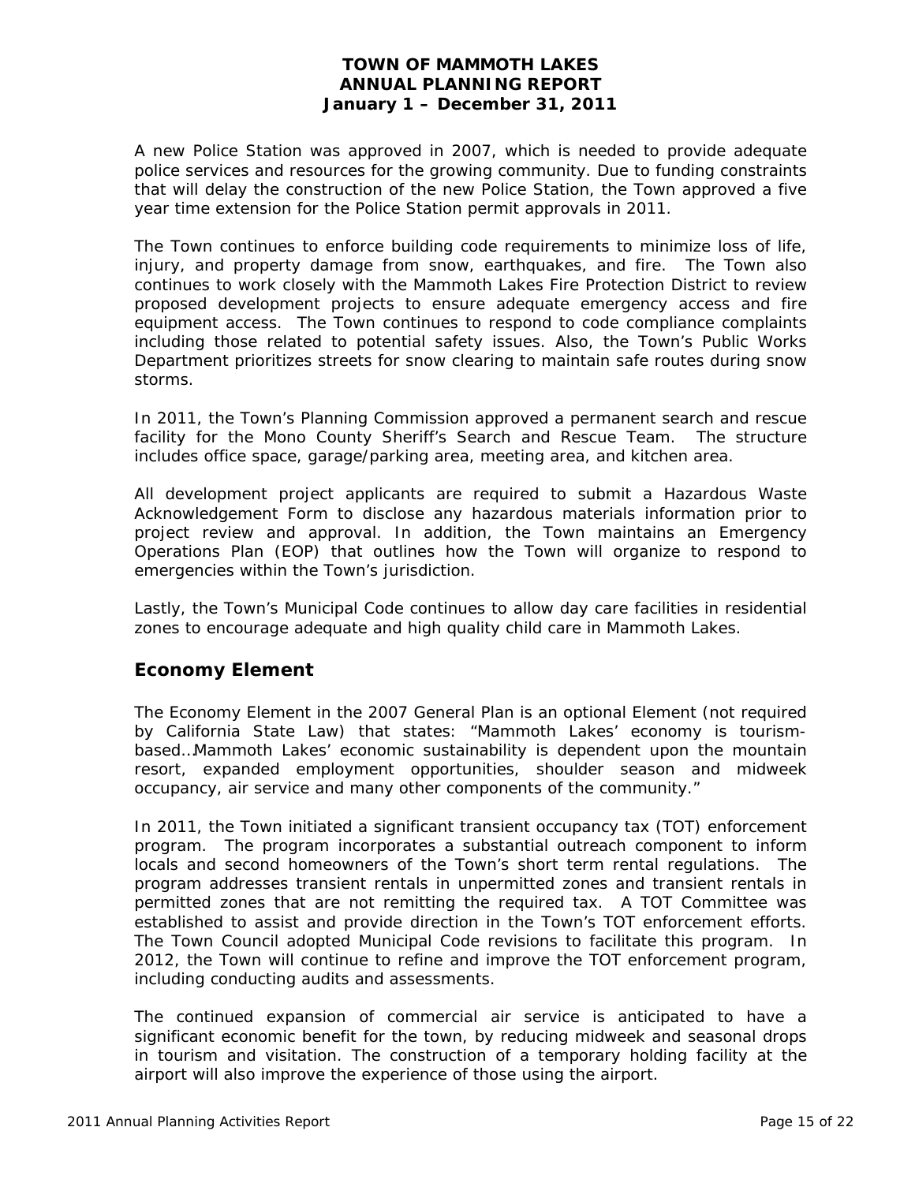A new Police Station was approved in 2007, which is needed to provide adequate police services and resources for the growing community. Due to funding constraints that will delay the construction of the new Police Station, the Town approved a five year time extension for the Police Station permit approvals in 2011.

The Town continues to enforce building code requirements to minimize loss of life, injury, and property damage from snow, earthquakes, and fire. The Town also continues to work closely with the Mammoth Lakes Fire Protection District to review proposed development projects to ensure adequate emergency access and fire equipment access. The Town continues to respond to code compliance complaints including those related to potential safety issues. Also, the Town's Public Works Department prioritizes streets for snow clearing to maintain safe routes during snow storms.

In 2011, the Town's Planning Commission approved a permanent search and rescue facility for the Mono County Sheriff's Search and Rescue Team. The structure includes office space, garage/parking area, meeting area, and kitchen area.

All development project applicants are required to submit a Hazardous Waste Acknowledgement Form to disclose any hazardous materials information prior to project review and approval. In addition, the Town maintains an Emergency Operations Plan (EOP) that outlines how the Town will organize to respond to emergencies within the Town's jurisdiction.

Lastly, the Town's Municipal Code continues to allow day care facilities in residential zones to encourage adequate and high quality child care in Mammoth Lakes.

## Economy Element

The Economy Element in the 2007 General Plan is an optional Element (not required by California State Law) that states: "Mammoth Lakes' economy is tourism-based…Mammoth Lakes' economic sustainability is dependent upon the mountain resort, expanded employment opportunities, shoulder season and midweek occupancy, air service and many other components of the community."

In 2011, the Town initiated a significant transient occupancy tax (TOT) enforcement program. The program incorporates a substantial outreach component to inform locals and second homeowners of the Town's short term rental regulations. The program addresses transient rentals in unpermitted zones and transient rentals in permitted zones that are not remitting the required tax. A TOT Committee was established to assist and provide direction in the Town's TOT enforcement efforts. The Town Council adopted Municipal Code revisions to facilitate this program. In 2012, the Town will continue to refine and improve the TOT enforcement program, including conducting audits and assessments.

The continued expansion of commercial air service is anticipated to have a significant economic benefit for the town, by reducing midweek and seasonal drops in tourism and visitation. The construction of a temporary holding facility at the airport will also improve the experience of those using the airport.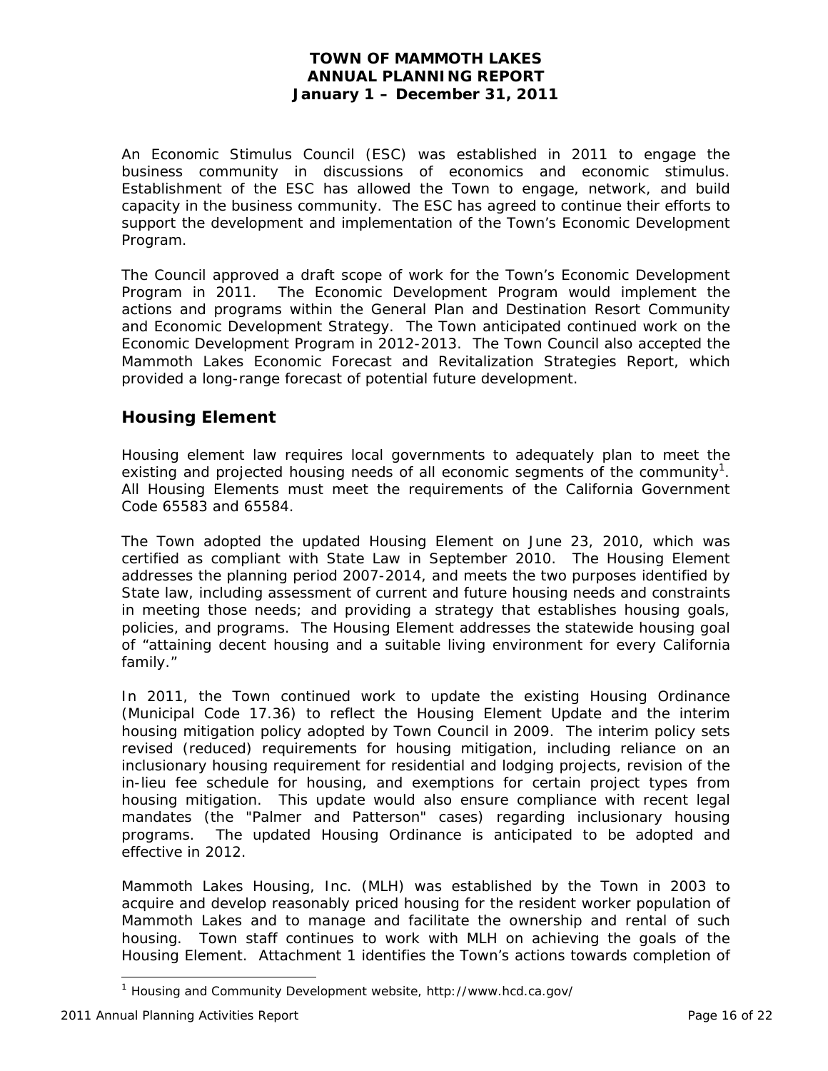An Economic Stimulus Council (ESC) was established in 2011 to engage the business community in discussions of economics and economic stimulus. Establishment of the ESC has allowed the Town to engage, network, and build capacity in the business community. The ESC has agreed to continue their efforts to support the development and implementation of the Town's Economic Development Program.

The Council approved a draft scope of work for the Town's Economic Development Program in 2011. The Economic Development Program would implement the actions and programs within the General Plan and Destination Resort Community and Economic Development Strategy. The Town anticipated continued work on the Economic Development Program in 2012-2013. The Town Council also accepted the Mammoth Lakes Economic Forecast and Revitalization Strategies Report, which provided a long-range forecast of potential future development.

## Housing Element

Housing element law requires local governments to adequately plan to meet the existing and projected housing needs of all economic segments of the community[1]. All Housing Elements must meet the requirements of the California Government Code 65583 and 65584.

The Town adopted the updated Housing Element on June 23, 2010, which was certified as compliant with State Law in September 2010. The Housing Element addresses the planning period 2007-2014, and meets the two purposes identified by State law, including assessment of current and future housing needs and constraints in meeting those needs; and providing a strategy that establishes housing goals, policies, and programs. The Housing Element addresses the statewide housing goal of "attaining decent housing and a suitable living environment for every California family."

In 2011, the Town continued work to update the existing Housing Ordinance (Municipal Code 17.36) to reflect the Housing Element Update and the interim housing mitigation policy adopted by Town Council in 2009. The interim policy sets revised (reduced) requirements for housing mitigation, including reliance on an inclusionary housing requirement for residential and lodging projects, revision of the in-lieu fee schedule for housing, and exemptions for certain project types from housing mitigation. This update would also ensure compliance with recent legal mandates (the "Palmer and Patterson" cases) regarding inclusionary housing programs. The updated Housing Ordinance is anticipated to be adopted and effective in 2012.

Mammoth Lakes Housing, Inc. (MLH) was established by the Town in 2003 to acquire and develop reasonably priced housing for the resident worker population of Mammoth Lakes and to manage and facilitate the ownership and rental of such housing. Town staff continues to work with MLH on achieving the goals of the Housing Element. Attachment 1 identifies the Town's actions towards completion of

[1] Housing and Community Development website, http://www.hcd.ca.gov/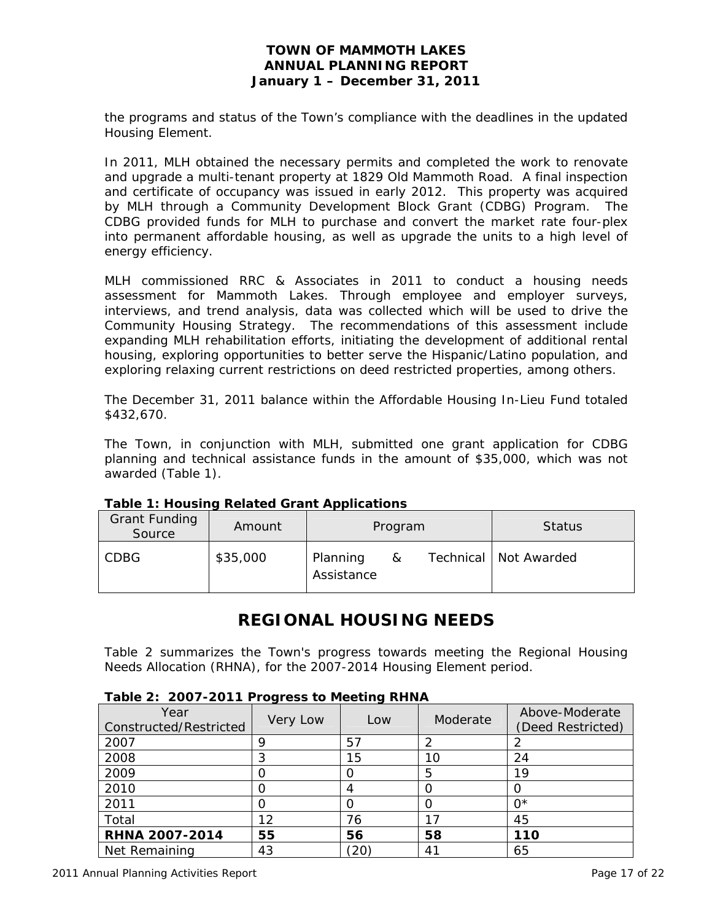the programs and status of the Town's compliance with the deadlines in the updated Housing Element.

In 2011, MLH obtained the necessary permits and completed the work to renovate and upgrade a multi-tenant property at 1829 Old Mammoth Road. A final inspection and certificate of occupancy was issued in early 2012. This property was acquired by MLH through a Community Development Block Grant (CDBG) Program. The CDBG provided funds for MLH to purchase and convert the market rate four-plex into permanent affordable housing, as well as upgrade the units to a high level of energy efficiency.

MLH commissioned RRC & Associates in 2011 to conduct a housing needs assessment for Mammoth Lakes. Through employee and employer surveys, interviews, and trend analysis, data was collected which will be used to drive the Community Housing Strategy. The recommendations of this assessment include expanding MLH rehabilitation efforts, initiating the development of additional rental housing, exploring opportunities to better serve the Hispanic/Latino population, and exploring relaxing current restrictions on deed restricted properties, among others.

The December 31, 2011 balance within the Affordable Housing In-Lieu Fund totaled $432,670.

The Town, in conjunction with MLH, submitted one grant application for CDBG planning and technical assistance funds in the amount of $35,000, which was not awarded (Table 1).

**Table 1: Housing Related Grant Applications**

| Grant Funding Source | Amount | Program | Status |
|---|---|---|---|
| CDBG | $35,000 | Planning & Technical Assistance | Not Awarded |

# REGIONAL HOUSING NEEDS

Table 2 summarizes the Town's progress towards meeting the Regional Housing Needs Allocation (RHNA), for the 2007-2014 Housing Element period.

**Table 2: 2007-2011 Progress to Meeting RHNA**

| Year Constructed/Restricted | Very Low | Low | Moderate | Above-Moderate (Deed Restricted) |
|---|---|---|---|---|
| 2007 | 9 | 57 | 2 | 2 |
| 2008 | 3 | 15 | 10 | 24 |
| 2009 | 0 | 0 | 5 | 19 |
| 2010 | 0 | 4 | 0 | 0 |
| 2011 | 0 | 0 | 0 | 0* |
| Total | 12 | 76 | 17 | 45 |
| **RHNA 2007-2014** | **55** | **56** | **58** | **110** |
| Net Remaining | 43 | (20) | 41 | 65 |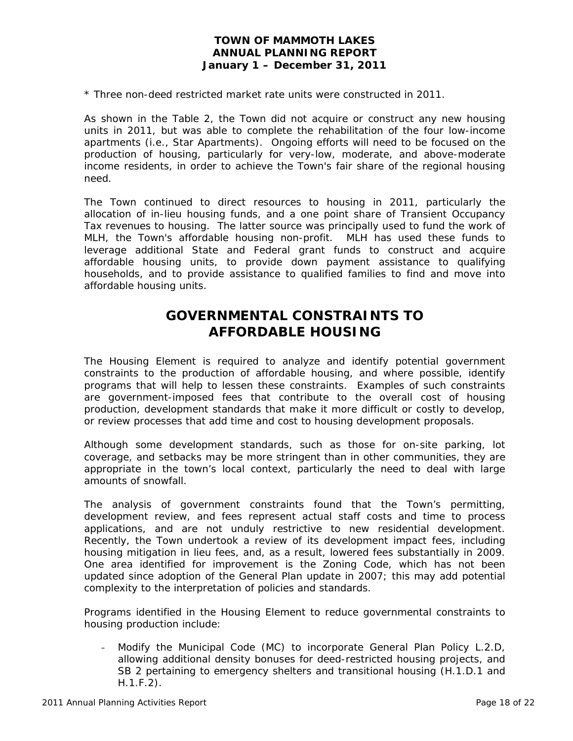* Three non-deed restricted market rate units were constructed in 2011.

As shown in the Table 2, the Town did not acquire or construct any new housing units in 2011, but was able to complete the rehabilitation of the four low-income apartments (i.e., Star Apartments). Ongoing efforts will need to be focused on the production of housing, particularly for very-low, moderate, and above-moderate income residents, in order to achieve the Town's fair share of the regional housing need.

The Town continued to direct resources to housing in 2011, particularly the allocation of in-lieu housing funds, and a one point share of Transient Occupancy Tax revenues to housing. The latter source was principally used to fund the work of MLH, the Town's affordable housing non-profit. MLH has used these funds to leverage additional State and Federal grant funds to construct and acquire affordable housing units, to provide down payment assistance to qualifying households, and to provide assistance to qualified families to find and move into affordable housing units.

# GOVERNMENTAL CONSTRAINTS TO AFFORDABLE HOUSING

The Housing Element is required to analyze and identify potential government constraints to the production of affordable housing, and where possible, identify programs that will help to lessen these constraints. Examples of such constraints are government-imposed fees that contribute to the overall cost of housing production, development standards that make it more difficult or costly to develop, or review processes that add time and cost to housing development proposals.

Although some development standards, such as those for on-site parking, lot coverage, and setbacks may be more stringent than in other communities, they are appropriate in the town's local context, particularly the need to deal with large amounts of snowfall.

The analysis of government constraints found that the Town's permitting, development review, and fees represent actual staff costs and time to process applications, and are not unduly restrictive to new residential development. Recently, the Town undertook a review of its development impact fees, including housing mitigation in lieu fees, and, as a result, lowered fees substantially in 2009. One area identified for improvement is the Zoning Code, which has not been updated since adoption of the General Plan update in 2007; this may add potential complexity to the interpretation of policies and standards.

Programs identified in the Housing Element to reduce governmental constraints to housing production include:

- Modify the Municipal Code (MC) to incorporate General Plan Policy L.2.D, allowing additional density bonuses for deed-restricted housing projects, and SB 2 pertaining to emergency shelters and transitional housing (H.1.D.1 and H.1.F.2).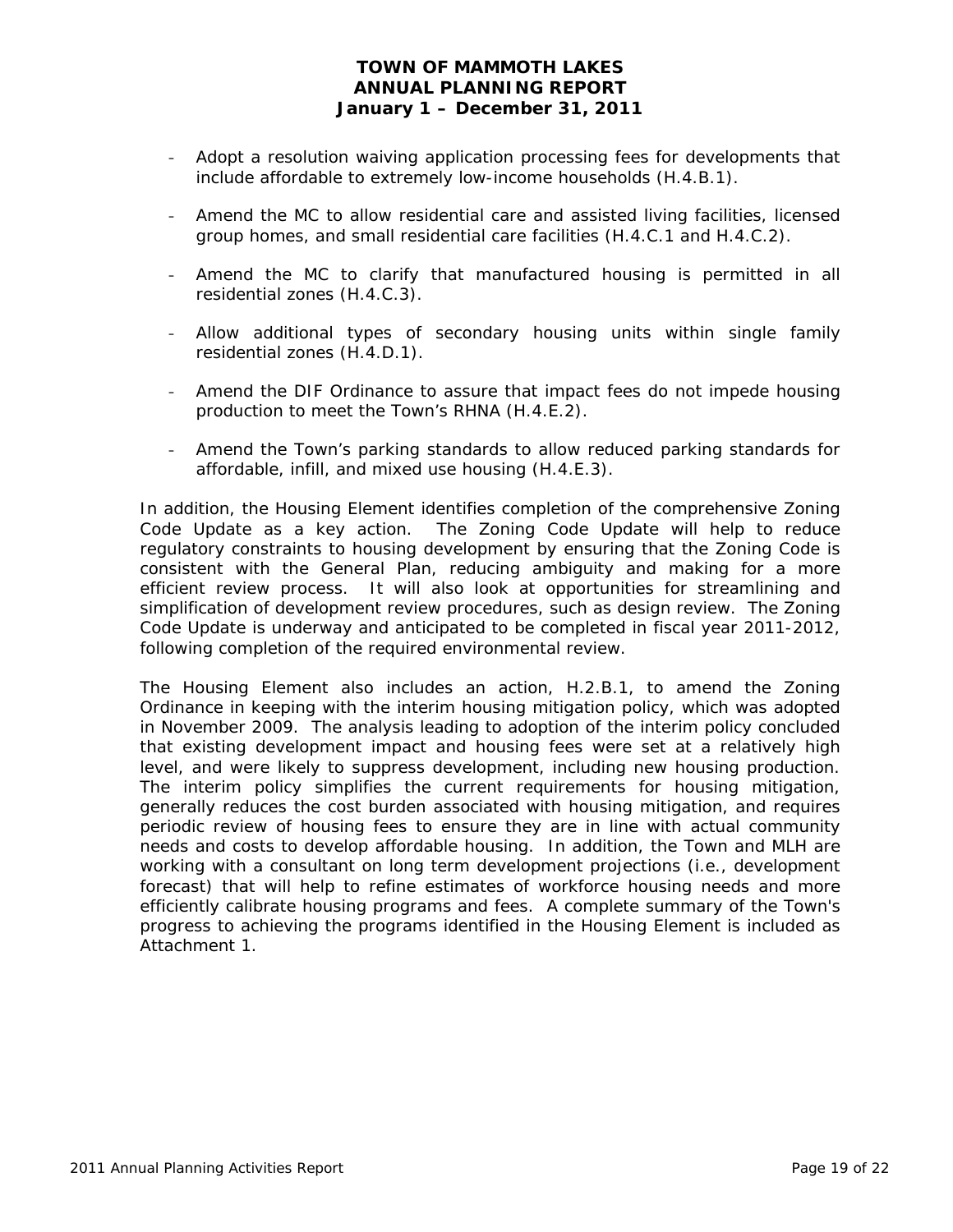- Adopt a resolution waiving application processing fees for developments that include affordable to extremely low-income households (H.4.B.1).

- Amend the MC to allow residential care and assisted living facilities, licensed group homes, and small residential care facilities (H.4.C.1 and H.4.C.2).

- Amend the MC to clarify that manufactured housing is permitted in all residential zones (H.4.C.3).

- Allow additional types of secondary housing units within single family residential zones (H.4.D.1).

- Amend the DIF Ordinance to assure that impact fees do not impede housing production to meet the Town's RHNA (H.4.E.2).

- Amend the Town's parking standards to allow reduced parking standards for affordable, infill, and mixed use housing (H.4.E.3).

In addition, the Housing Element identifies completion of the comprehensive Zoning Code Update as a key action. The Zoning Code Update will help to reduce regulatory constraints to housing development by ensuring that the Zoning Code is consistent with the General Plan, reducing ambiguity and making for a more efficient review process. It will also look at opportunities for streamlining and simplification of development review procedures, such as design review. The Zoning Code Update is underway and anticipated to be completed in fiscal year 2011-2012, following completion of the required environmental review.

The Housing Element also includes an action, H.2.B.1, to amend the Zoning Ordinance in keeping with the interim housing mitigation policy, which was adopted in November 2009. The analysis leading to adoption of the interim policy concluded that existing development impact and housing fees were set at a relatively high level, and were likely to suppress development, including new housing production. The interim policy simplifies the current requirements for housing mitigation, generally reduces the cost burden associated with housing mitigation, and requires periodic review of housing fees to ensure they are in line with actual community needs and costs to develop affordable housing. In addition, the Town and MLH are working with a consultant on long term development projections (i.e., development forecast) that will help to refine estimates of workforce housing needs and more efficiently calibrate housing programs and fees. A complete summary of the Town's progress to achieving the programs identified in the Housing Element is included as Attachment 1.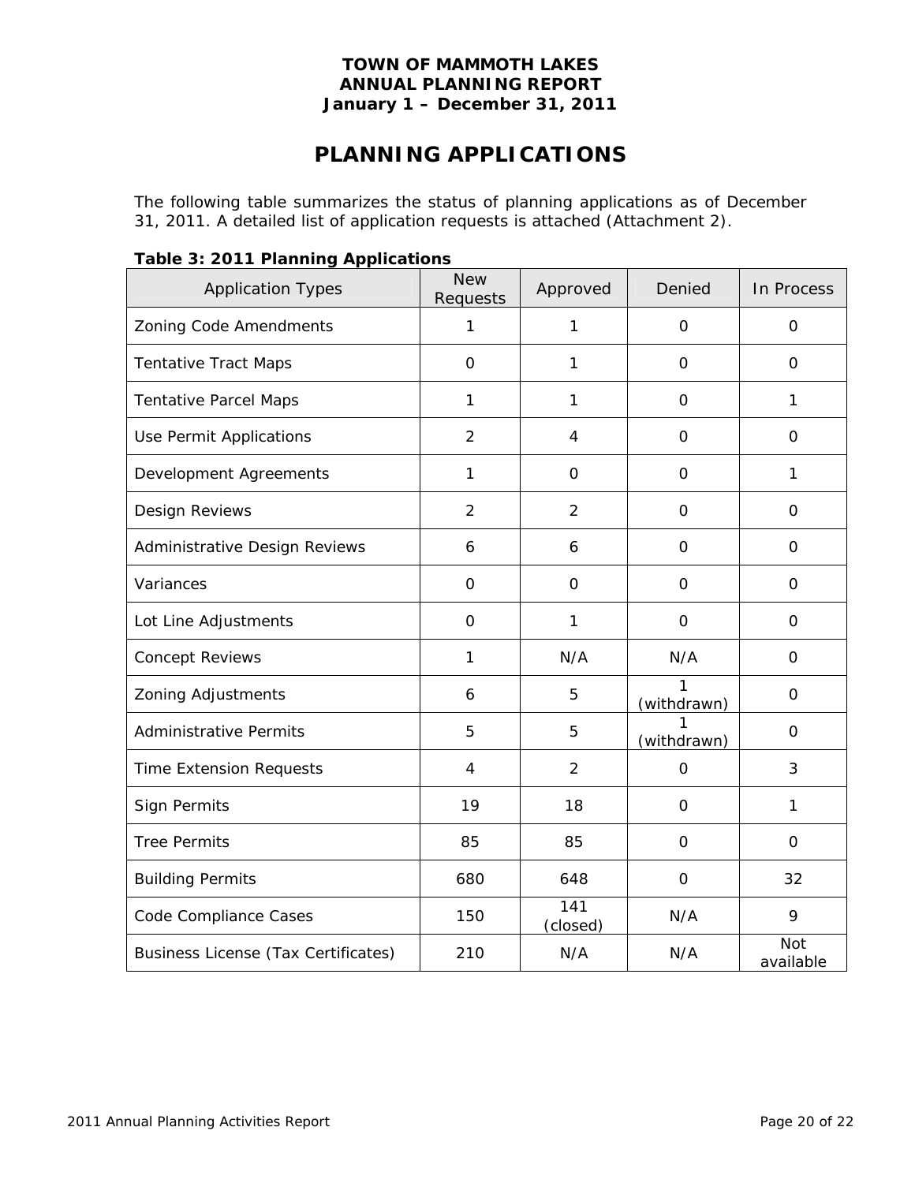**TOWN OF MAMMOTH LAKES**
**ANNUAL PLANNING REPORT**
**January 1 – December 31, 2011**

# PLANNING APPLICATIONS

The following table summarizes the status of planning applications as of December 31, 2011. A detailed list of application requests is attached (Attachment 2).

**Table 3: 2011 Planning Applications**

| Application Types | New Requests | Approved | Denied | In Process |
|---|---|---|---|---|
| Zoning Code Amendments | 1 | 1 | 0 | 0 |
| Tentative Tract Maps | 0 | 1 | 0 | 0 |
| Tentative Parcel Maps | 1 | 1 | 0 | 1 |
| Use Permit Applications | 2 | 4 | 0 | 0 |
| Development Agreements | 1 | 0 | 0 | 1 |
| Design Reviews | 2 | 2 | 0 | 0 |
| Administrative Design Reviews | 6 | 6 | 0 | 0 |
| Variances | 0 | 0 | 0 | 0 |
| Lot Line Adjustments | 0 | 1 | 0 | 0 |
| Concept Reviews | 1 | N/A | N/A | 0 |
| Zoning Adjustments | 6 | 5 | 1 (withdrawn) | 0 |
| Administrative Permits | 5 | 5 | 1 (withdrawn) | 0 |
| Time Extension Requests | 4 | 2 | 0 | 3 |
| Sign Permits | 19 | 18 | 0 | 1 |
| Tree Permits | 85 | 85 | 0 | 0 |
| Building Permits | 680 | 648 | 0 | 32 |
| Code Compliance Cases | 150 | 141 (closed) | N/A | 9 |
| Business License (Tax Certificates) | 210 | N/A | N/A | Not available |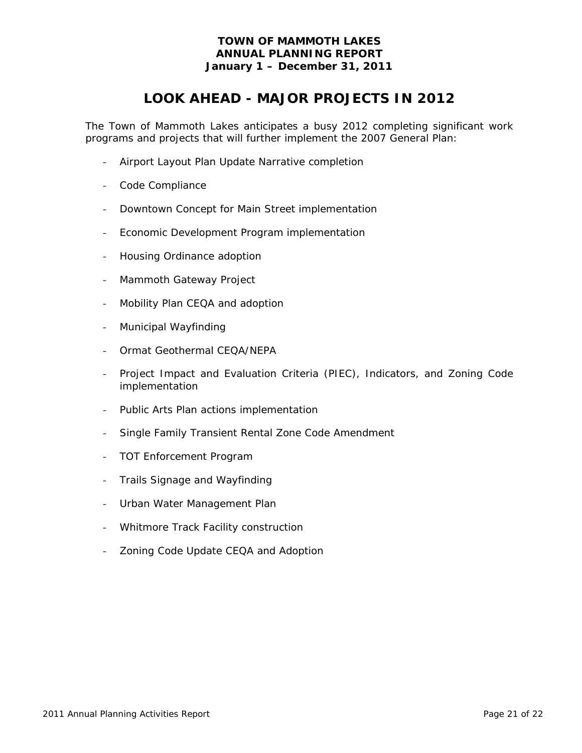**TOWN OF MAMMOTH LAKES**
**ANNUAL PLANNING REPORT**
**January 1 – December 31, 2011**

# LOOK AHEAD - MAJOR PROJECTS IN 2012

The Town of Mammoth Lakes anticipates a busy 2012 completing significant work programs and projects that will further implement the 2007 General Plan:

- Airport Layout Plan Update Narrative completion
- Code Compliance
- Downtown Concept for Main Street implementation
- Economic Development Program implementation
- Housing Ordinance adoption
- Mammoth Gateway Project
- Mobility Plan CEQA and adoption
- Municipal Wayfinding
- Ormat Geothermal CEQA/NEPA
- Project Impact and Evaluation Criteria (PIEC), Indicators, and Zoning Code implementation
- Public Arts Plan actions implementation
- Single Family Transient Rental Zone Code Amendment
- TOT Enforcement Program
- Trails Signage and Wayfinding
- Urban Water Management Plan
- Whitmore Track Facility construction
- Zoning Code Update CEQA and Adoption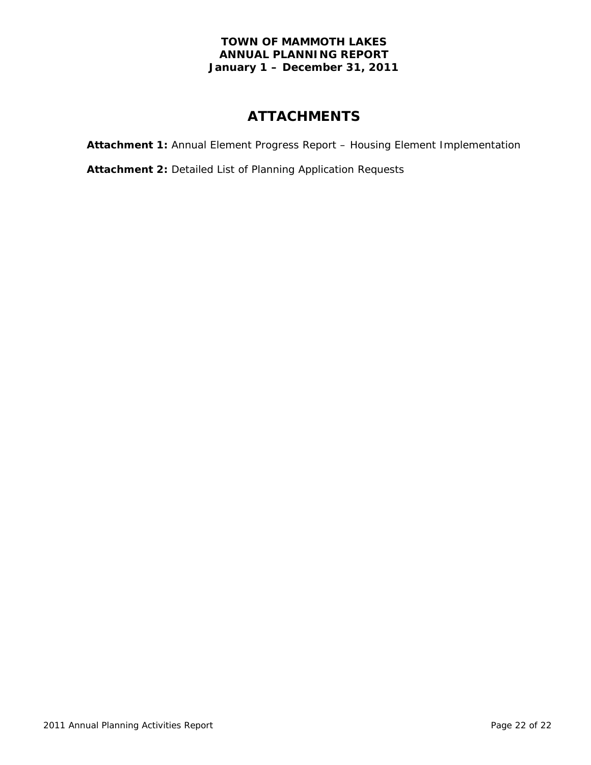**TOWN OF MAMMOTH LAKES**
**ANNUAL PLANNING REPORT**
**January 1 – December 31, 2011**

# ATTACHMENTS

**Attachment 1:** Annual Element Progress Report – Housing Element Implementation

**Attachment 2:** Detailed List of Planning Application Requests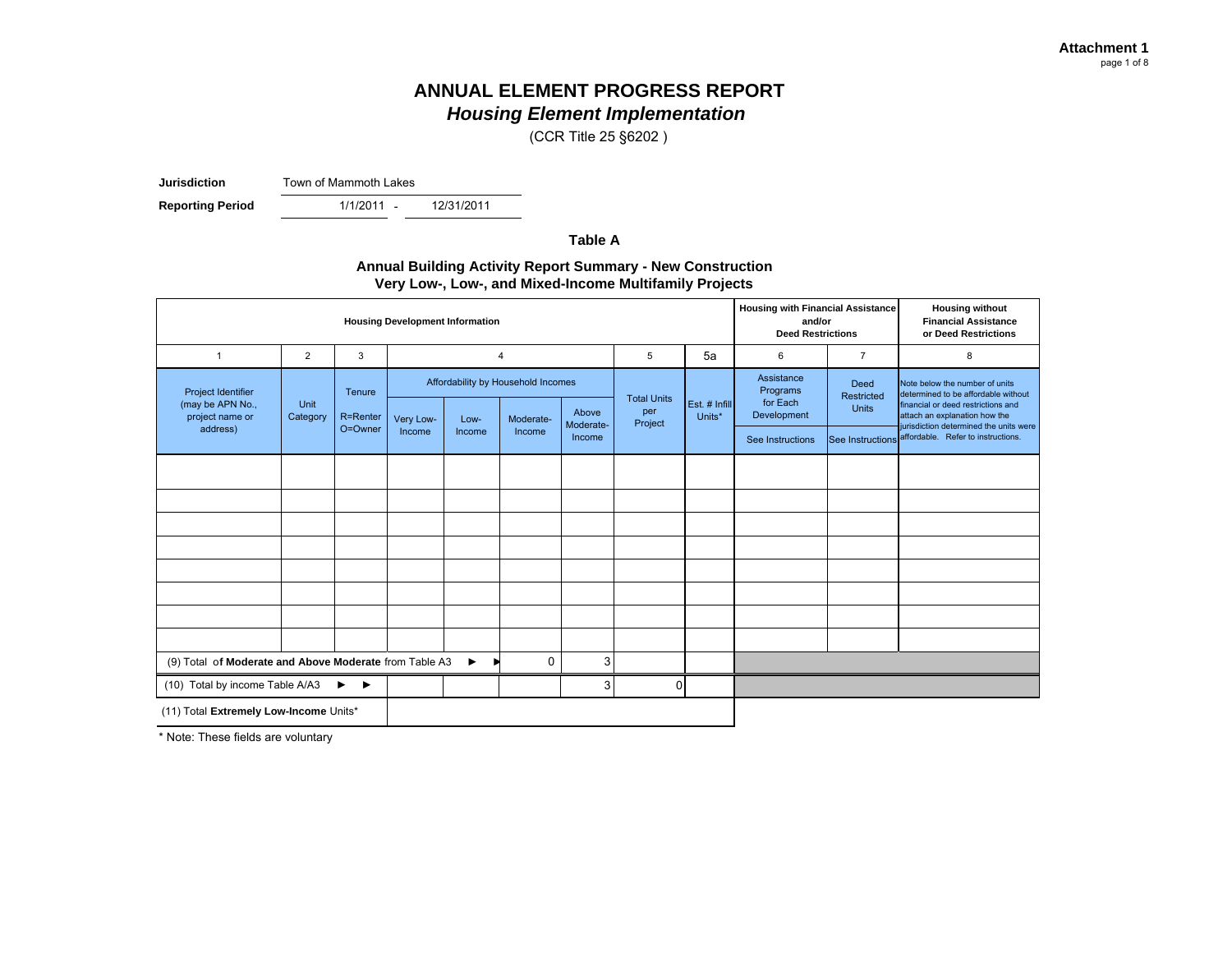**Attachment 1**
page 1 of 8

# ANNUAL ELEMENT PROGRESS REPORT
## *Housing Element Implementation*

(CCR Title 25 §6202 )

**Jurisdiction** Town of Mammoth Lakes

**Reporting Period** 1/1/2011 - 12/31/2011

### Table A

### Annual Building Activity Report Summary - New Construction Very Low-, Low-, and Mixed-Income Multifamily Projects

| **Housing Development Information** | | | | | | | | | **Housing with Financial Assistance and/or Deed Restrictions** | | **Housing without Financial Assistance or Deed Restrictions** |
|---|---|---|---|---|---|---|---|---|---|---|---|
| 1 | 2 | 3 | 4 | | | | 5 | 5a | 6 | 7 | 8 |
| Project Identifier (may be APN No., project name or address) | Unit Category | Tenure R=Renter O=Owner | Affordability by Household Incomes | | | | Total Units per Project | Est. # Infill Units* | Assistance Programs for Each Development | Deed Restricted Units | Note below the number of units determined to be affordable without financial or deed restrictions and attach an explanation how the jurisdiction determined the units were affordable. Refer to instructions. |
| | | | Very Low-Income | Low-Income | Moderate-Income | Above Moderate-Income | | | See Instructions | See Instructions | |
| | | | | | | | | | | | |
| | | | | | | | | | | | |
| | | | | | | | | | | | |
| | | | | | | | | | | | |
| | | | | | | | | | | | |
| | | | | | | | | | | | |
| | | | | | | | | | | | |
| | | | | | | | | | | | |
| (9) Total of **Moderate and Above Moderate** from Table A3 ► ► | | | | | 0 | 3 | | | | | |
| (10) Total by income Table A/A3 ► ► | | | | | | 3 | 0 | | | | |
| (11) Total **Extremely Low-Income** Units* | | | | | | | | | | | |

\* Note: These fields are voluntary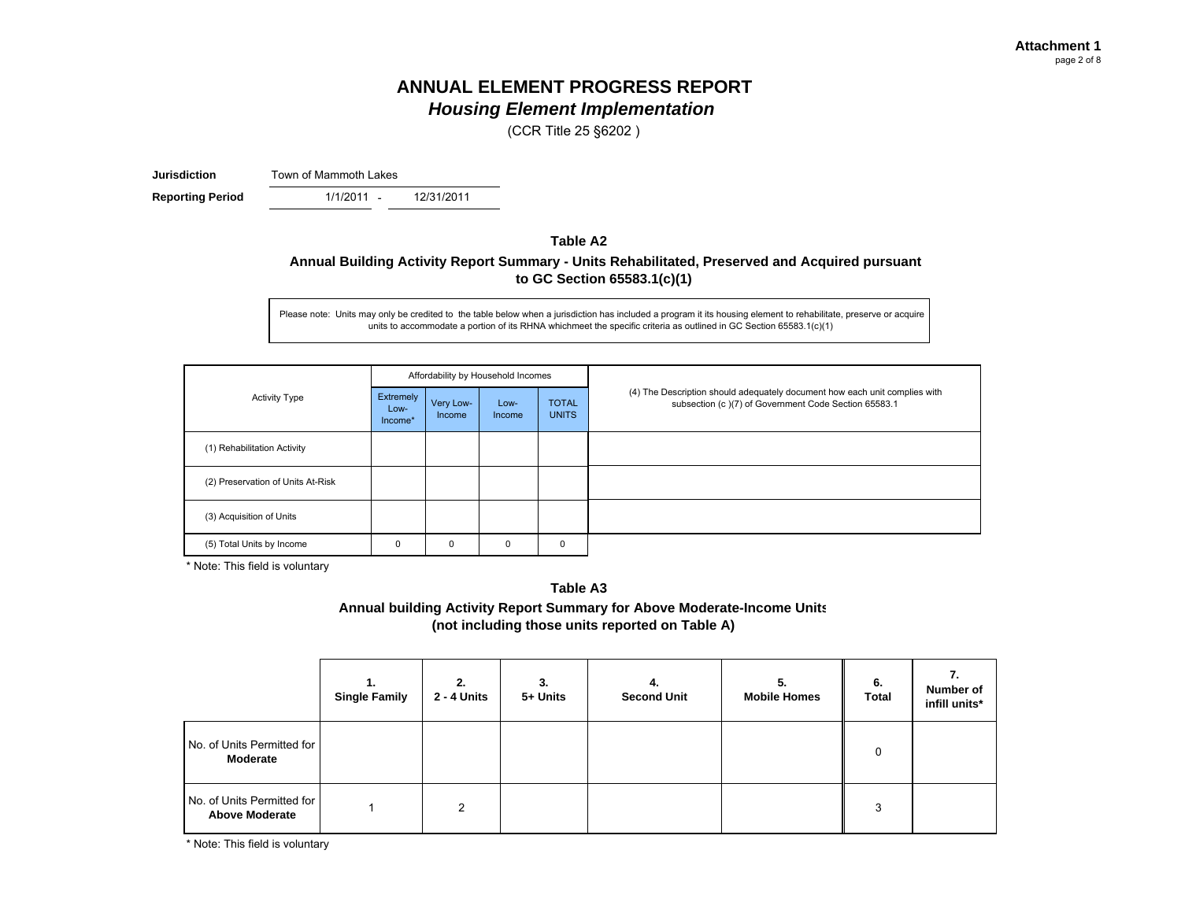**Attachment 1**
page 2 of 8

# ANNUAL ELEMENT PROGRESS REPORT
## *Housing Element Implementation*

(CCR Title 25 §6202 )

**Jurisdiction** Town of Mammoth Lakes

**Reporting Period** 1/1/2011 - 12/31/2011

### Table A2

**Annual Building Activity Report Summary - Units Rehabilitated, Preserved and Acquired pursuant to GC Section 65583.1(c)(1)**

Please note: Units may only be credited to the table below when a jurisdiction has included a program it its housing element to rehabilitate, preserve or acquire units to accommodate a portion of its RHNA whichmeet the specific criteria as outlined in GC Section 65583.1(c)(1)

| Activity Type | Affordability by Household Incomes | | | | (4) The Description should adequately document how each unit complies with subsection (c )(7) of Government Code Section 65583.1 |
|---|---|---|---|---|---|
| | Extremely Low-Income* | Very Low-Income | Low-Income | TOTAL UNITS | |
| (1) Rehabilitation Activity | | | | | |
| (2) Preservation of Units At-Risk | | | | | |
| (3) Acquisition of Units | | | | | |
| (5) Total Units by Income | 0 | 0 | 0 | 0 | |

\* Note: This field is voluntary

### Table A3

**Annual building Activity Report Summary for Above Moderate-Income Units (not including those units reported on Table A)**

| | 1. Single Family | 2. 2 - 4 Units | 3. 5+ Units | 4. Second Unit | 5. Mobile Homes | 6. Total | 7. Number of infill units* |
|---|---|---|---|---|---|---|---|
| No. of Units Permitted for **Moderate** | | | | | | 0 | |
| No. of Units Permitted for **Above Moderate** | 1 | 2 | | | | 3 | |

\* Note: This field is voluntary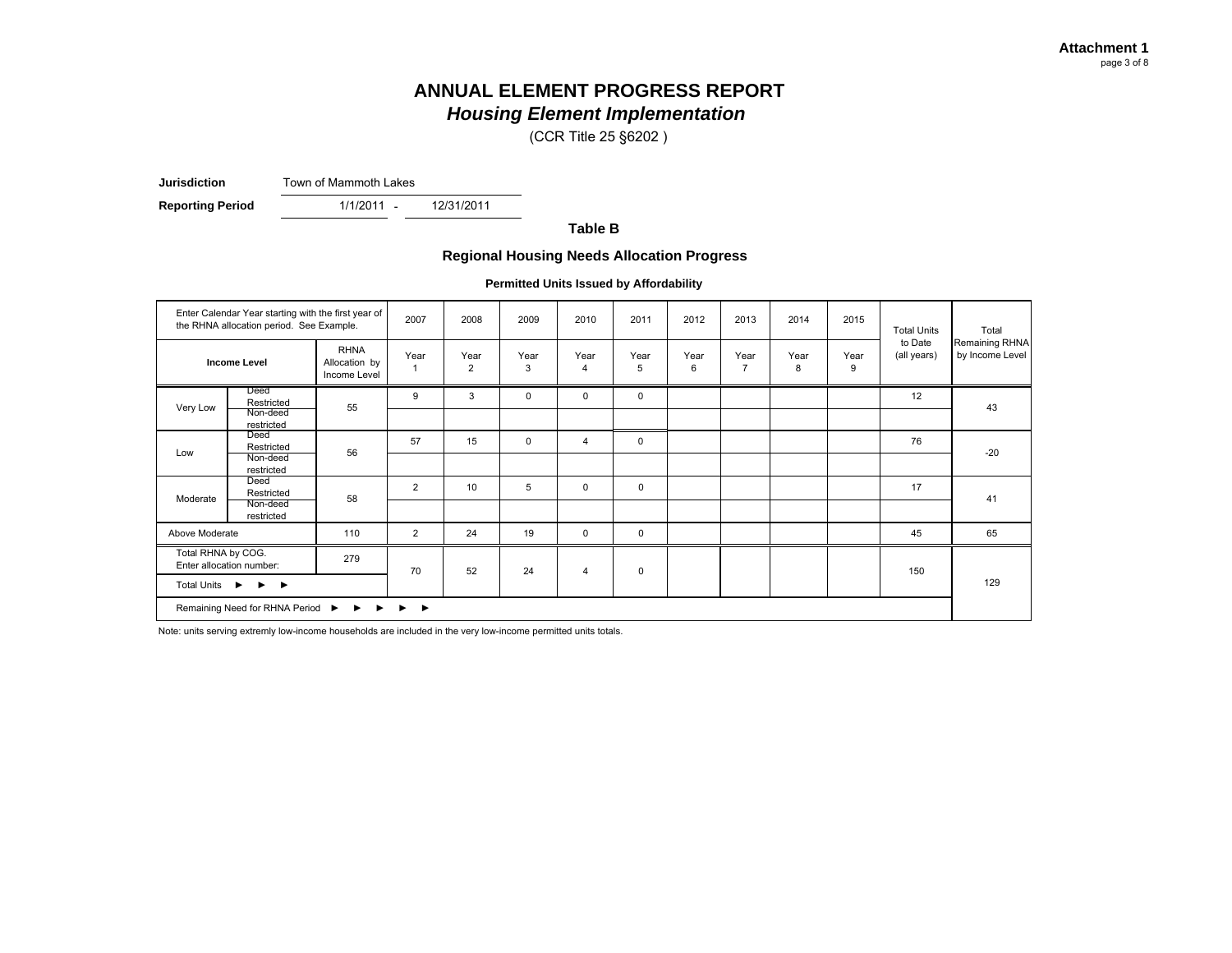**Attachment 1**
page 3 of 8

# ANNUAL ELEMENT PROGRESS REPORT
## *Housing Element Implementation*

(CCR Title 25 §6202 )

**Jurisdiction** Town of Mammoth Lakes

**Reporting Period** 1/1/2011 - 12/31/2011

### Table B

### Regional Housing Needs Allocation Progress

#### Permitted Units Issued by Affordability

| Enter Calendar Year starting with the first year of the RHNA allocation period. See Example. | | | 2007 | 2008 | 2009 | 2010 | 2011 | 2012 | 2013 | 2014 | 2015 | Total Units to Date (all years) | Total Remaining RHNA by Income Level |
|---|---|---|---|---|---|---|---|---|---|---|---|---|---|
| **Income Level** | | RHNA Allocation by Income Level | Year 1 | Year 2 | Year 3 | Year 4 | Year 5 | Year 6 | Year 7 | Year 8 | Year 9 | | |
| Very Low | Deed Restricted | 55 | 9 | 3 | 0 | 0 | 0 | | | | | 12 | 43 |
| | Non-deed restricted | | | | | | | | | | | | |
| Low | Deed Restricted | 56 | 57 | 15 | 0 | 4 | 0 | | | | | 76 | -20 |
| | Non-deed restricted | | | | | | | | | | | | |
| Moderate | Deed Restricted | 58 | 2 | 10 | 5 | 0 | 0 | | | | | 17 | 41 |
| | Non-deed restricted | | | | | | | | | | | | |
| Above Moderate | | 110 | 2 | 24 | 19 | 0 | 0 | | | | | 45 | 65 |
| Total RHNA by COG. Enter allocation number: | | 279 | 70 | 52 | 24 | 4 | 0 | | | | | 150 | 129 |
| Total Units ► ► ► | | | | | | | | | | | | | |
| Remaining Need for RHNA Period ► ► ► ► ► | | | | | | | | | | | | | |

Note: units serving extremly low-income households are included in the very low-income permitted units totals.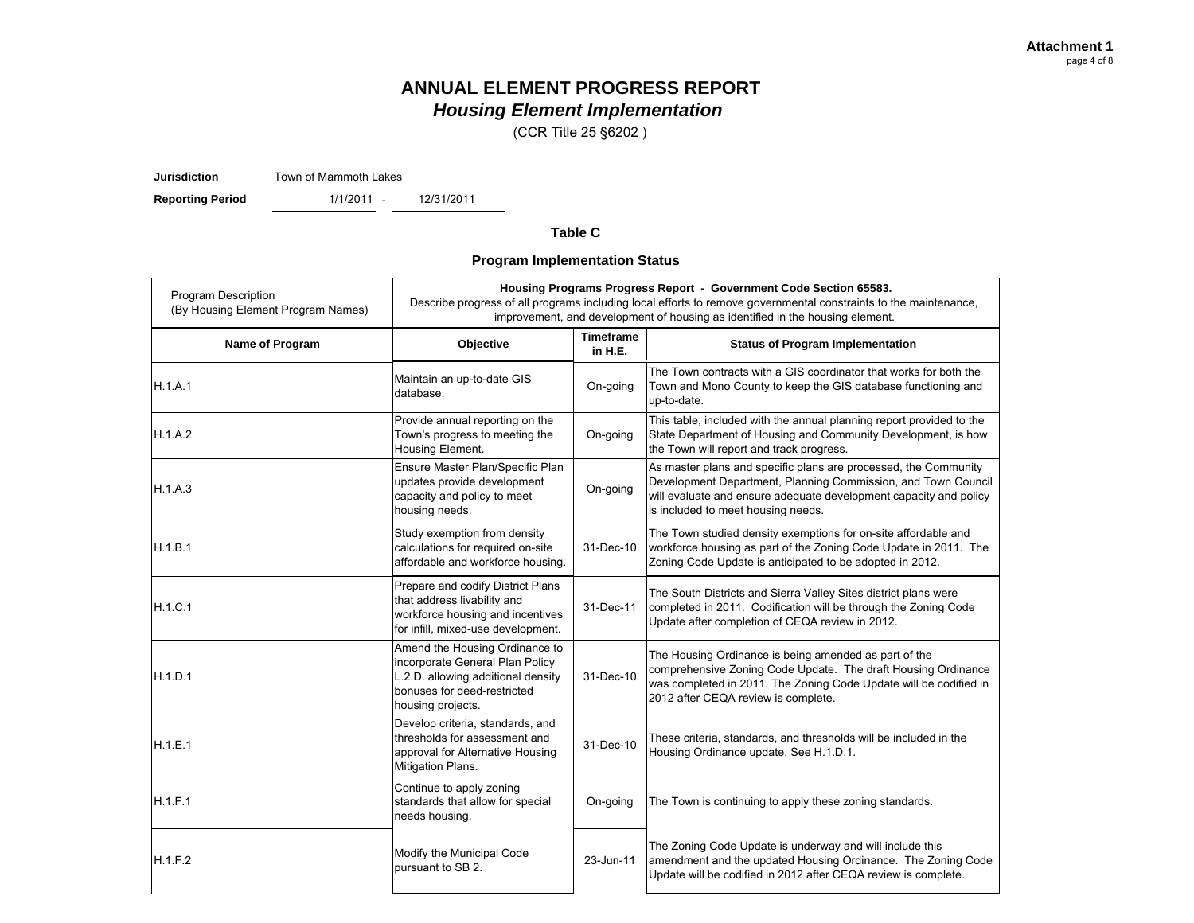# ANNUAL ELEMENT PROGRESS REPORT

## *Housing Element Implementation*

(CCR Title 25 §6202 )

**Jurisdiction** Town of Mammoth Lakes

**Reporting Period** 1/1/2011 - 12/31/2011

### Table C

### Program Implementation Status

| Program Description (By Housing Element Program Names) | Housing Programs Progress Report - Government Code Section 65583. Describe progress of all programs including local efforts to remove governmental constraints to the maintenance, improvement, and development of housing as identified in the housing element. | | |
|---|---|---|---|
| **Name of Program** | **Objective** | **Timeframe in H.E.** | **Status of Program Implementation** |
| H.1.A.1 | Maintain an up-to-date GIS database. | On-going | The Town contracts with a GIS coordinator that works for both the Town and Mono County to keep the GIS database functioning and up-to-date. |
| H.1.A.2 | Provide annual reporting on the Town's progress to meeting the Housing Element. | On-going | This table, included with the annual planning report provided to the State Department of Housing and Community Development, is how the Town will report and track progress. |
| H.1.A.3 | Ensure Master Plan/Specific Plan updates provide development capacity and policy to meet housing needs. | On-going | As master plans and specific plans are processed, the Community Development Department, Planning Commission, and Town Council will evaluate and ensure adequate development capacity and policy is included to meet housing needs. |
| H.1.B.1 | Study exemption from density calculations for required on-site affordable and workforce housing. | 31-Dec-10 | The Town studied density exemptions for on-site affordable and workforce housing as part of the Zoning Code Update in 2011. The Zoning Code Update is anticipated to be adopted in 2012. |
| H.1.C.1 | Prepare and codify District Plans that address livability and workforce housing and incentives for infill, mixed-use development. | 31-Dec-11 | The South Districts and Sierra Valley Sites district plans were completed in 2011. Codification will be through the Zoning Code Update after completion of CEQA review in 2012. |
| H.1.D.1 | Amend the Housing Ordinance to incorporate General Plan Policy L.2.D. allowing additional density bonuses for deed-restricted housing projects. | 31-Dec-10 | The Housing Ordinance is being amended as part of the comprehensive Zoning Code Update. The draft Housing Ordinance was completed in 2011. The Zoning Code Update will be codified in 2012 after CEQA review is complete. |
| H.1.E.1 | Develop criteria, standards, and thresholds for assessment and approval for Alternative Housing Mitigation Plans. | 31-Dec-10 | These criteria, standards, and thresholds will be included in the Housing Ordinance update. See H.1.D.1. |
| H.1.F.1 | Continue to apply zoning standards that allow for special needs housing. | On-going | The Town is continuing to apply these zoning standards. |
| H.1.F.2 | Modify the Municipal Code pursuant to SB 2. | 23-Jun-11 | The Zoning Code Update is underway and will include this amendment and the updated Housing Ordinance. The Zoning Code Update will be codified in 2012 after CEQA review is complete. |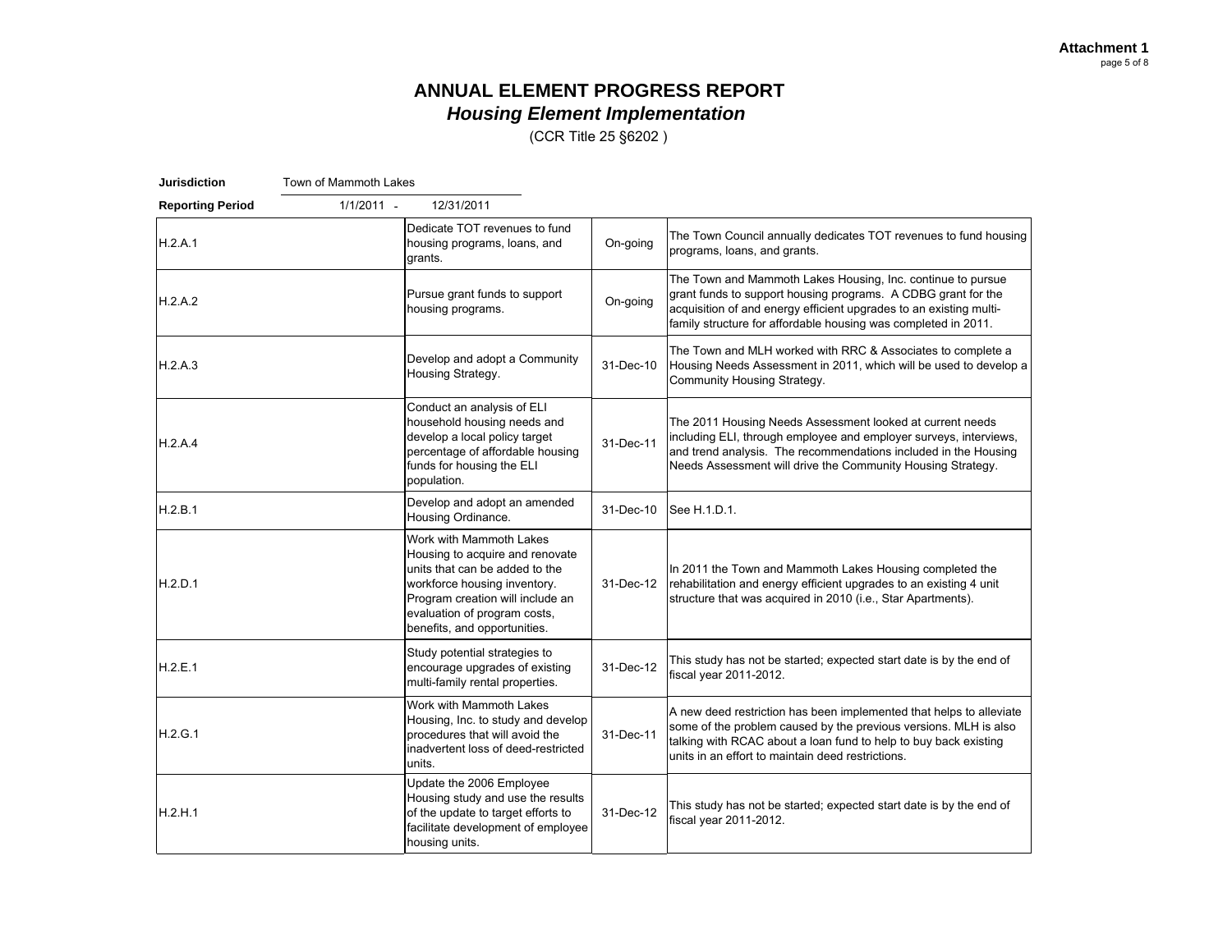**Attachment 1**

# ANNUAL ELEMENT PROGRESS REPORT

## *Housing Element Implementation*

(CCR Title 25 §6202 )

**Jurisdiction** Town of Mammoth Lakes

**Reporting Period** 1/1/2011 - 12/31/2011

| | | | |
|---|---|---|---|
| H.2.A.1 | Dedicate TOT revenues to fund housing programs, loans, and grants. | On-going | The Town Council annually dedicates TOT revenues to fund housing programs, loans, and grants. |
| H.2.A.2 | Pursue grant funds to support housing programs. | On-going | The Town and Mammoth Lakes Housing, Inc. continue to pursue grant funds to support housing programs. A CDBG grant for the acquisition of and energy efficient upgrades to an existing multi-family structure for affordable housing was completed in 2011. |
| H.2.A.3 | Develop and adopt a Community Housing Strategy. | 31-Dec-10 | The Town and MLH worked with RRC & Associates to complete a Housing Needs Assessment in 2011, which will be used to develop a Community Housing Strategy. |
| H.2.A.4 | Conduct an analysis of ELI household housing needs and develop a local policy target percentage of affordable housing funds for housing the ELI population. | 31-Dec-11 | The 2011 Housing Needs Assessment looked at current needs including ELI, through employee and employer surveys, interviews, and trend analysis. The recommendations included in the Housing Needs Assessment will drive the Community Housing Strategy. |
| H.2.B.1 | Develop and adopt an amended Housing Ordinance. | 31-Dec-10 | See H.1.D.1. |
| H.2.D.1 | Work with Mammoth Lakes Housing to acquire and renovate units that can be added to the workforce housing inventory. Program creation will include an evaluation of program costs, benefits, and opportunities. | 31-Dec-12 | In 2011 the Town and Mammoth Lakes Housing completed the rehabilitation and energy efficient upgrades to an existing 4 unit structure that was acquired in 2010 (i.e., Star Apartments). |
| H.2.E.1 | Study potential strategies to encourage upgrades of existing multi-family rental properties. | 31-Dec-12 | This study has not be started; expected start date is by the end of fiscal year 2011-2012. |
| H.2.G.1 | Work with Mammoth Lakes Housing, Inc. to study and develop procedures that will avoid the inadvertent loss of deed-restricted units. | 31-Dec-11 | A new deed restriction has been implemented that helps to alleviate some of the problem caused by the previous versions. MLH is also talking with RCAC about a loan fund to help to buy back existing units in an effort to maintain deed restrictions. |
| H.2.H.1 | Update the 2006 Employee Housing study and use the results of the update to target efforts to facilitate development of employee housing units. | 31-Dec-12 | This study has not be started; expected start date is by the end of fiscal year 2011-2012. |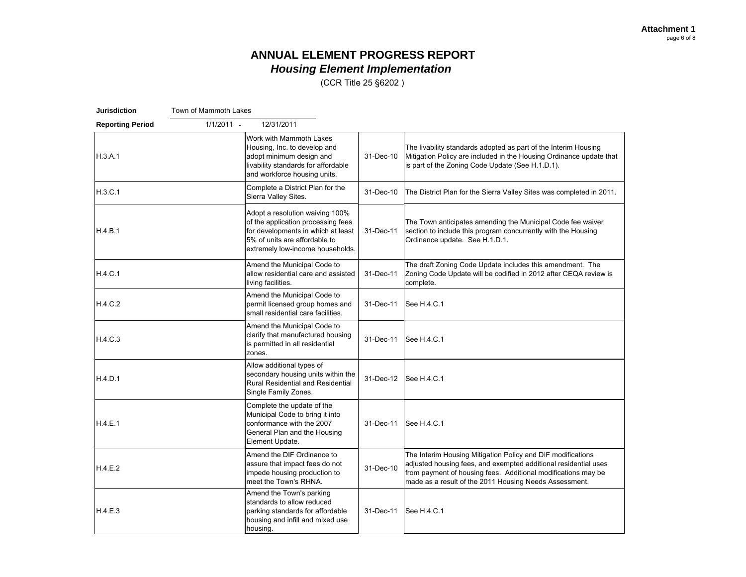**Attachment 1**
page 6 of 8

# ANNUAL ELEMENT PROGRESS REPORT
## *Housing Element Implementation*

(CCR Title 25 §6202 )

**Jurisdiction** Town of Mammoth Lakes

**Reporting Period** 1/1/2011 - 12/31/2011

| | | | |
|---|---|---|---|
| H.3.A.1 | Work with Mammoth Lakes Housing, Inc. to develop and adopt minimum design and livability standards for affordable and workforce housing units. | 31-Dec-10 | The livability standards adopted as part of the Interim Housing Mitigation Policy are included in the Housing Ordinance update that is part of the Zoning Code Update (See H.1.D.1). |
| H.3.C.1 | Complete a District Plan for the Sierra Valley Sites. | 31-Dec-10 | The District Plan for the Sierra Valley Sites was completed in 2011. |
| H.4.B.1 | Adopt a resolution waiving 100% of the application processing fees for developments in which at least 5% of units are affordable to extremely low-income households. | 31-Dec-11 | The Town anticipates amending the Municipal Code fee waiver section to include this program concurrently with the Housing Ordinance update. See H.1.D.1. |
| H.4.C.1 | Amend the Municipal Code to allow residential care and assisted living facilities. | 31-Dec-11 | The draft Zoning Code Update includes this amendment. The Zoning Code Update will be codified in 2012 after CEQA review is complete. |
| H.4.C.2 | Amend the Municipal Code to permit licensed group homes and small residential care facilities. | 31-Dec-11 | See H.4.C.1 |
| H.4.C.3 | Amend the Municipal Code to clarify that manufactured housing is permitted in all residential zones. | 31-Dec-11 | See H.4.C.1 |
| H.4.D.1 | Allow additional types of secondary housing units within the Rural Residential and Residential Single Family Zones. | 31-Dec-12 | See H.4.C.1 |
| H.4.E.1 | Complete the update of the Municipal Code to bring it into conformance with the 2007 General Plan and the Housing Element Update. | 31-Dec-11 | See H.4.C.1 |
| H.4.E.2 | Amend the DIF Ordinance to assure that impact fees do not impede housing production to meet the Town's RHNA. | 31-Dec-10 | The Interim Housing Mitigation Policy and DIF modifications adjusted housing fees, and exempted additional residential uses from payment of housing fees. Additional modifications may be made as a result of the 2011 Housing Needs Assessment. |
| H.4.E.3 | Amend the Town's parking standards to allow reduced parking standards for affordable housing and infill and mixed use housing. | 31-Dec-11 | See H.4.C.1 |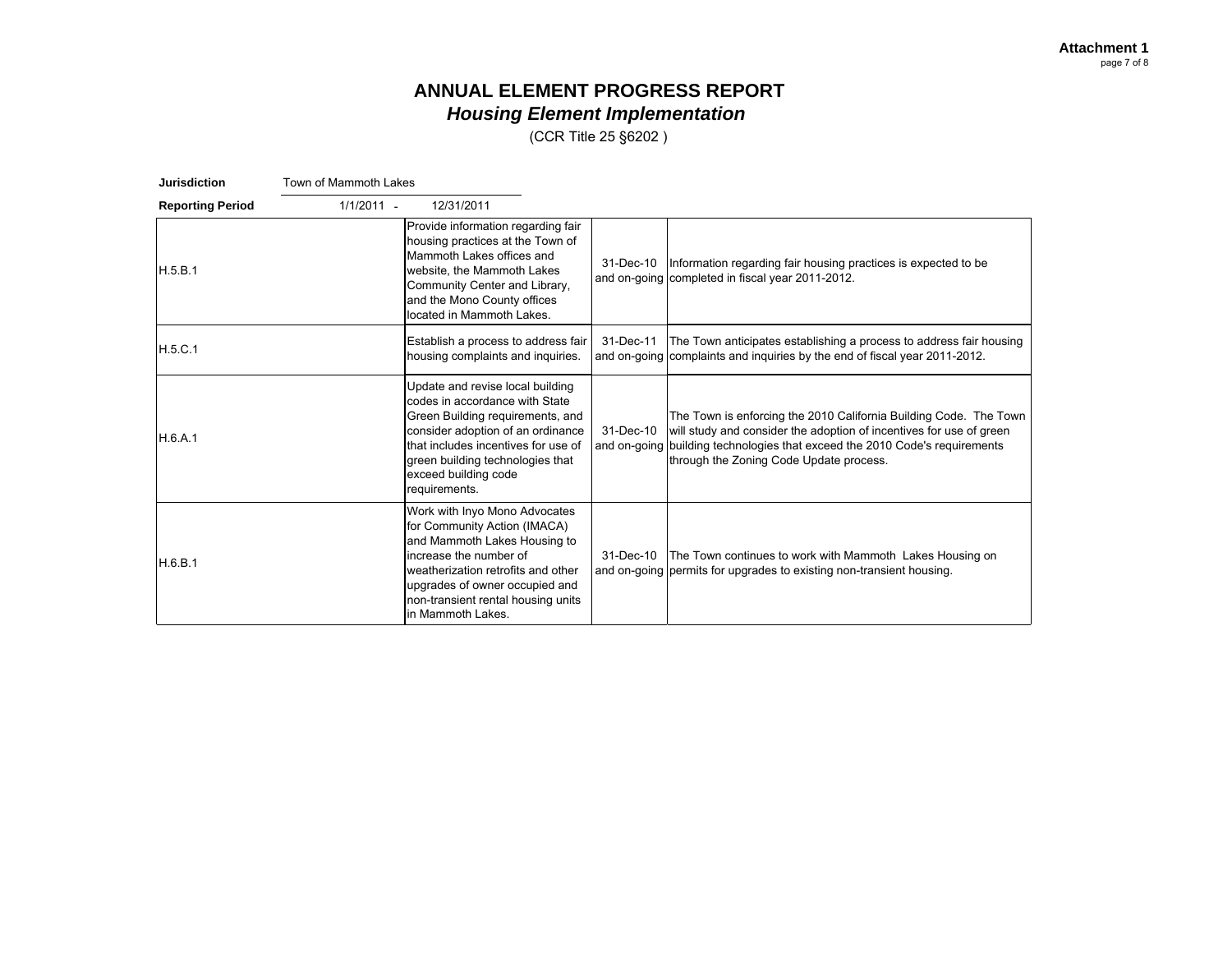**Attachment 1**

# ANNUAL ELEMENT PROGRESS REPORT

## *Housing Element Implementation*

(CCR Title 25 §6202 )

**Jurisdiction** Town of Mammoth Lakes

**Reporting Period** 1/1/2011 - 12/31/2011

| | | | |
|---|---|---|---|
| H.5.B.1 | Provide information regarding fair housing practices at the Town of Mammoth Lakes offices and website, the Mammoth Lakes Community Center and Library, and the Mono County offices located in Mammoth Lakes. | 31-Dec-10 and on-going | Information regarding fair housing practices is expected to be completed in fiscal year 2011-2012. |
| H.5.C.1 | Establish a process to address fair housing complaints and inquiries. | 31-Dec-11 and on-going | The Town anticipates establishing a process to address fair housing complaints and inquiries by the end of fiscal year 2011-2012. |
| H.6.A.1 | Update and revise local building codes in accordance with State Green Building requirements, and consider adoption of an ordinance that includes incentives for use of green building technologies that exceed building code requirements. | 31-Dec-10 and on-going | The Town is enforcing the 2010 California Building Code. The Town will study and consider the adoption of incentives for use of green building technologies that exceed the 2010 Code's requirements through the Zoning Code Update process. |
| H.6.B.1 | Work with Inyo Mono Advocates for Community Action (IMACA) and Mammoth Lakes Housing to increase the number of weatherization retrofits and other upgrades of owner occupied and non-transient rental housing units in Mammoth Lakes. | 31-Dec-10 and on-going | The Town continues to work with Mammoth Lakes Housing on permits for upgrades to existing non-transient housing. |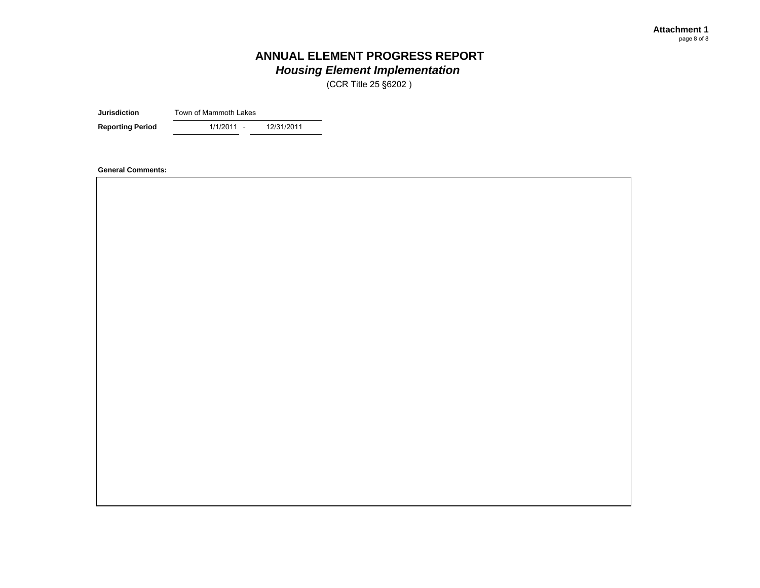**Attachment 1**

# ANNUAL ELEMENT PROGRESS REPORT
## *Housing Element Implementation*
(CCR Title 25 §6202 )

| | |
|---|---|
| **Jurisdiction** | Town of Mammoth Lakes |
| **Reporting Period** | 1/1/2011 - 12/31/2011 |

**General Comments:**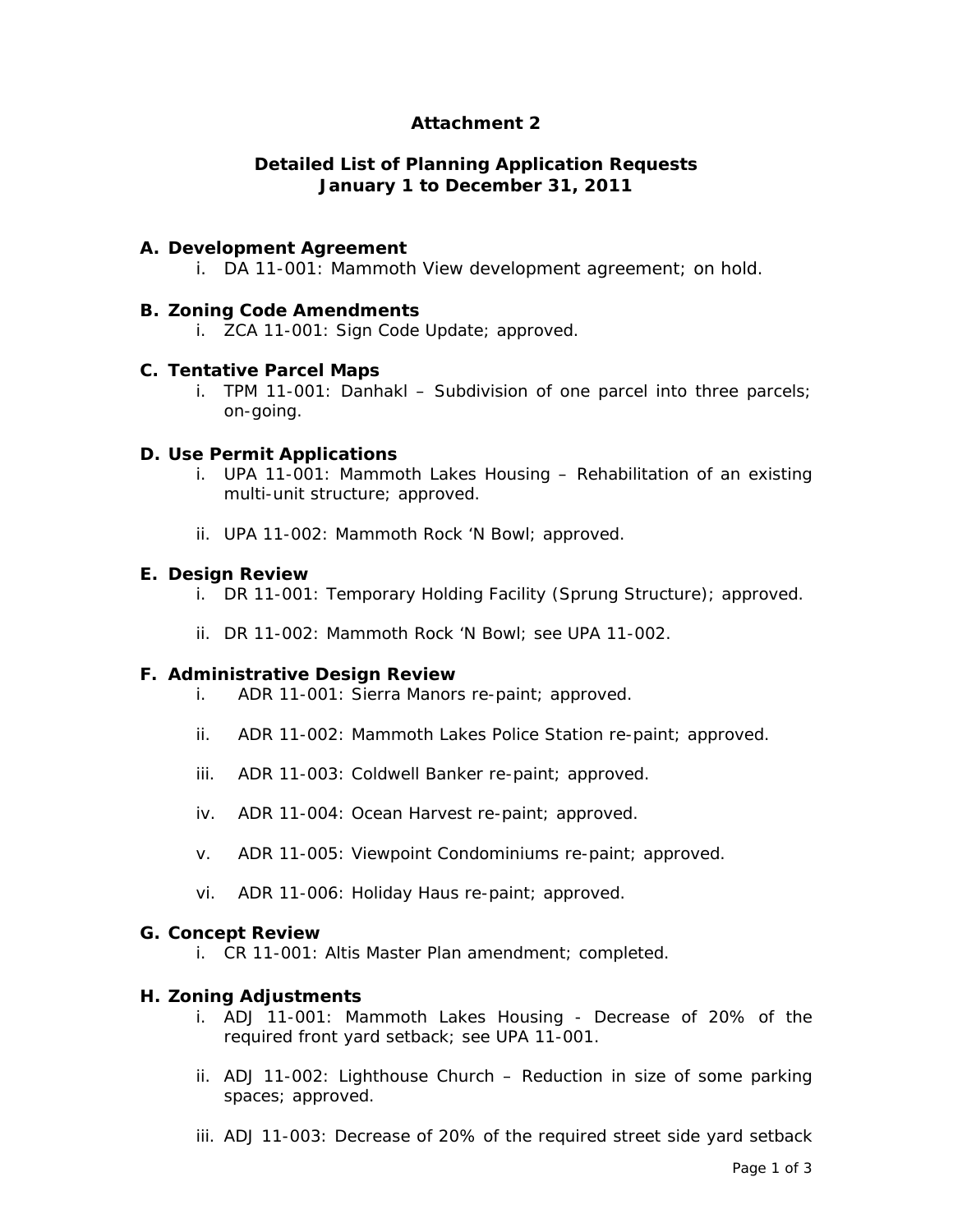**Attachment 2**

**Detailed List of Planning Application Requests**
**January 1 to December 31, 2011**

**A. Development Agreement**

i. DA 11-001: Mammoth View development agreement; on hold.

**B. Zoning Code Amendments**

i. ZCA 11-001: Sign Code Update; approved.

**C. Tentative Parcel Maps**

i. TPM 11-001: Danhakl – Subdivision of one parcel into three parcels; on-going.

**D. Use Permit Applications**

i. UPA 11-001: Mammoth Lakes Housing – Rehabilitation of an existing multi-unit structure; approved.

ii. UPA 11-002: Mammoth Rock 'N Bowl; approved.

**E. Design Review**

i. DR 11-001: Temporary Holding Facility (Sprung Structure); approved.

ii. DR 11-002: Mammoth Rock 'N Bowl; see UPA 11-002.

**F. Administrative Design Review**

i. ADR 11-001: Sierra Manors re-paint; approved.

ii. ADR 11-002: Mammoth Lakes Police Station re-paint; approved.

iii. ADR 11-003: Coldwell Banker re-paint; approved.

iv. ADR 11-004: Ocean Harvest re-paint; approved.

v. ADR 11-005: Viewpoint Condominiums re-paint; approved.

vi. ADR 11-006: Holiday Haus re-paint; approved.

**G. Concept Review**

i. CR 11-001: Altis Master Plan amendment; completed.

**H. Zoning Adjustments**

i. ADJ 11-001: Mammoth Lakes Housing - Decrease of 20% of the required front yard setback; see UPA 11-001.

ii. ADJ 11-002: Lighthouse Church – Reduction in size of some parking spaces; approved.

iii. ADJ 11-003: Decrease of 20% of the required street side yard setback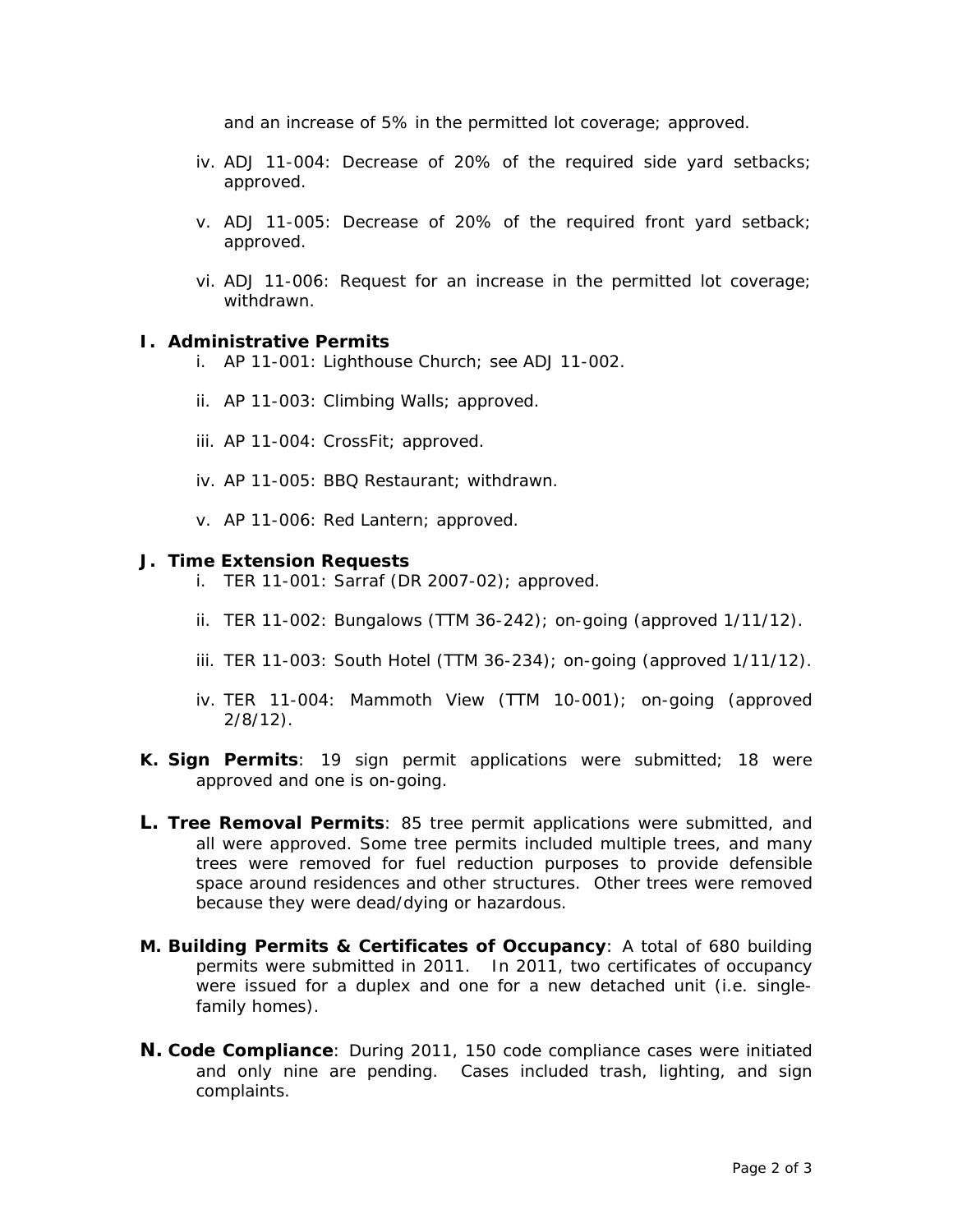and an increase of 5% in the permitted lot coverage; approved.

iv. ADJ 11-004: Decrease of 20% of the required side yard setbacks; approved.

v. ADJ 11-005: Decrease of 20% of the required front yard setback; approved.

vi. ADJ 11-006: Request for an increase in the permitted lot coverage; withdrawn.

**I. Administrative Permits**

i. AP 11-001: Lighthouse Church; see ADJ 11-002.

ii. AP 11-003: Climbing Walls; approved.

iii. AP 11-004: CrossFit; approved.

iv. AP 11-005: BBQ Restaurant; withdrawn.

v. AP 11-006: Red Lantern; approved.

**J. Time Extension Requests**

i. TER 11-001: Sarraf (DR 2007-02); approved.

ii. TER 11-002: Bungalows (TTM 36-242); on-going (approved 1/11/12).

iii. TER 11-003: South Hotel (TTM 36-234); on-going (approved 1/11/12).

iv. TER 11-004: Mammoth View (TTM 10-001); on-going (approved 2/8/12).

**K. Sign Permits**: 19 sign permit applications were submitted; 18 were approved and one is on-going.

**L. Tree Removal Permits**: 85 tree permit applications were submitted, and all were approved. Some tree permits included multiple trees, and many trees were removed for fuel reduction purposes to provide defensible space around residences and other structures. Other trees were removed because they were dead/dying or hazardous.

**M. Building Permits & Certificates of Occupancy**: A total of 680 building permits were submitted in 2011. In 2011, two certificates of occupancy were issued for a duplex and one for a new detached unit (i.e. single-family homes).

**N. Code Compliance**: During 2011, 150 code compliance cases were initiated and only nine are pending. Cases included trash, lighting, and sign complaints.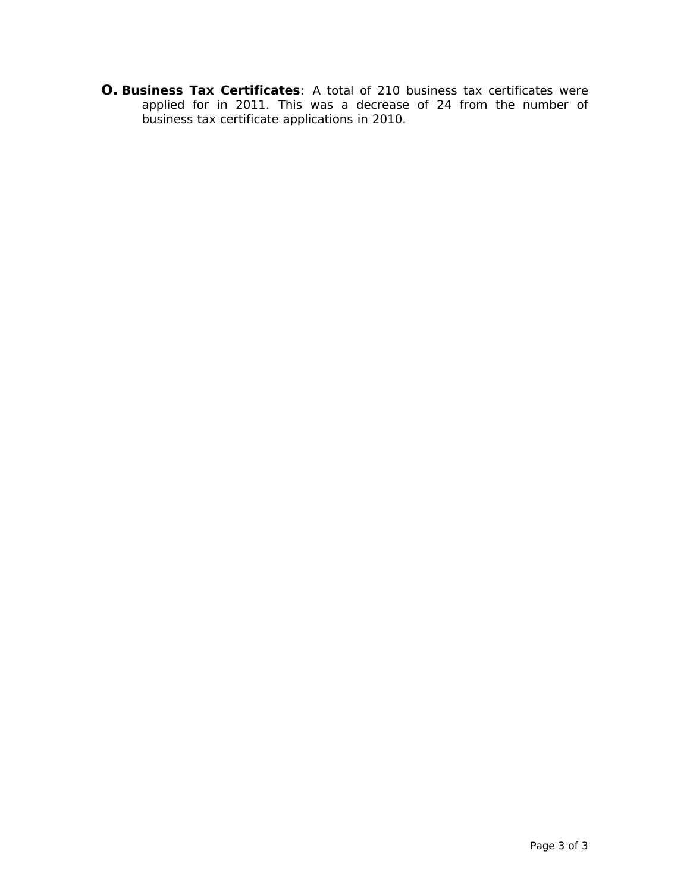**O. Business Tax Certificates**: A total of 210 business tax certificates were applied for in 2011. This was a decrease of 24 from the number of business tax certificate applications in 2010.